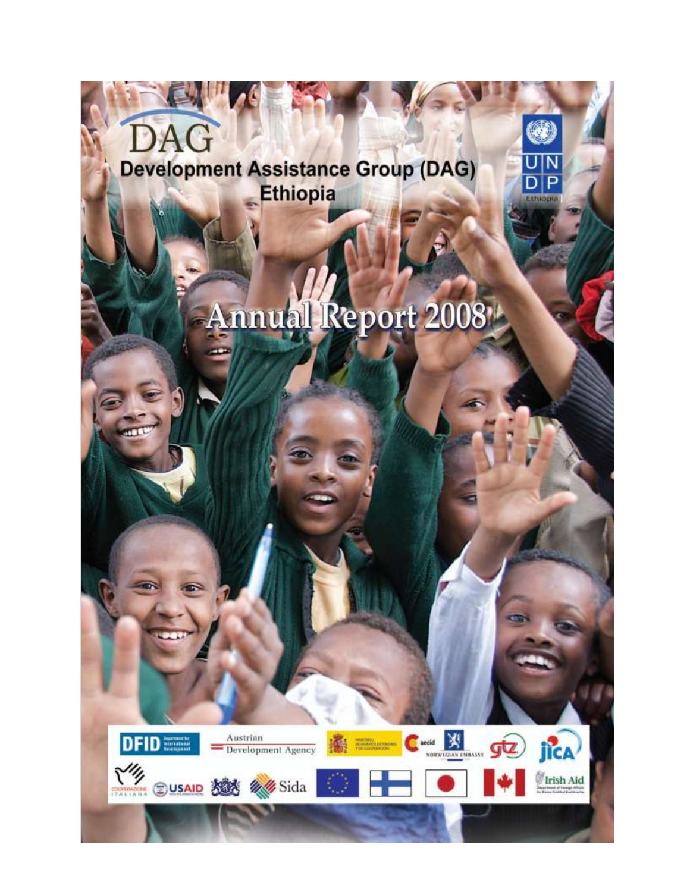# DAG

## Development Assistance Group (DAG) Ethiopia

UNDP Ethiopia

# Annual Report 2008

DFID Department for International Development

Austrian Development Agency

Ministerio de Asuntos Exteriores y de Cooperación

aecid

Norwegian Embassy

gtz

JICA

Cooperazione Italiana

USAID

Sida

Irish Aid Department of Foreign Affairs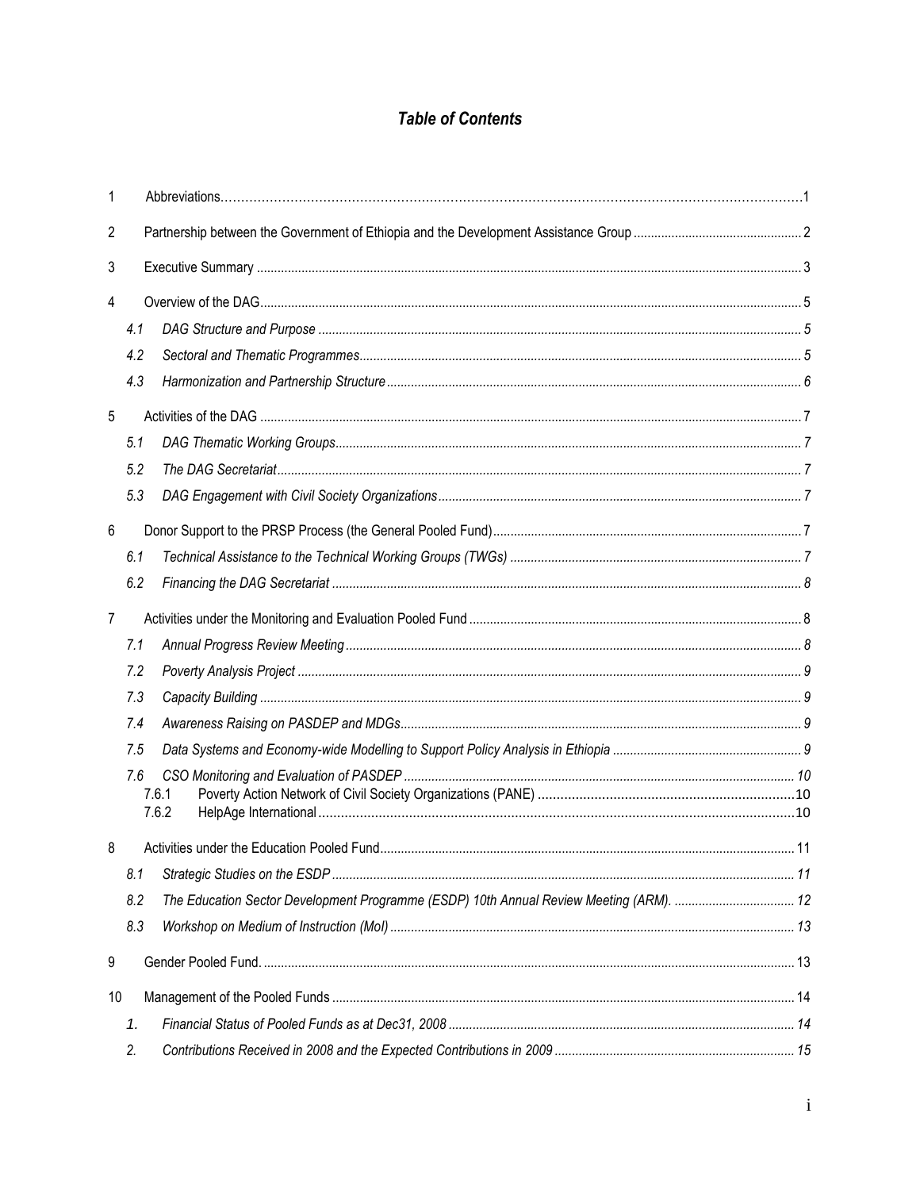# *Table of Contents*

1 Abbreviations.......................................................................................................................................1

2 Partnership between the Government of Ethiopia and the Development Assistance Group ................................................. 2

3 Executive Summary ........................................................................................................................................ 3

4 Overview of the DAG.......................................................................................................................................... 5

- *4.1 DAG Structure and Purpose ........................................................................................................................ 5*
- *4.2 Sectoral and Thematic Programmes............................................................................................................... 5*
- *4.3 Harmonization and Partnership Structure ....................................................................................................... 6*

5 Activities of the DAG .......................................................................................................................................... 7

- *5.1 DAG Thematic Working Groups...................................................................................................................... 7*
- *5.2 The DAG Secretariat...................................................................................................................................... 7*
- *5.3 DAG Engagement with Civil Society Organizations......................................................................................... 7*

6 Donor Support to the PRSP Process (the General Pooled Fund)......................................................................... 7

- *6.1 Technical Assistance to the Technical Working Groups (TWGs) ...................................................................... 7*
- *6.2 Financing the DAG Secretariat ...................................................................................................................... 8*

7 Activities under the Monitoring and Evaluation Pooled Fund ................................................................................ 8

- *7.1 Annual Progress Review Meeting.................................................................................................................... 8*
- *7.2 Poverty Analysis Project ................................................................................................................................ 9*
- *7.3 Capacity Building .......................................................................................................................................... 9*
- *7.4 Awareness Raising on PASDEP and MDGs.................................................................................................... 9*
- *7.5 Data Systems and Economy-wide Modelling to Support Policy Analysis in Ethiopia ....................................... 9*
- *7.6 CSO Monitoring and Evaluation of PASDEP ................................................................................................ 10*
  - 7.6.1 Poverty Action Network of Civil Society Organizations (PANE) ....................................................................10
  - 7.6.2 HelpAge International............................................................................................................................10

8 Activities under the Education Pooled Fund........................................................................................................ 11

- *8.1 Strategic Studies on the ESDP ..................................................................................................................... 11*
- *8.2 The Education Sector Development Programme (ESDP) 10th Annual Review Meeting (ARM). .................................. 12*
- *8.3 Workshop on Medium of Instruction (MoI) .................................................................................................... 13*

9 Gender Pooled Fund. ........................................................................................................................................ 13

10 Management of the Pooled Funds ..................................................................................................................... 14

- *1. Financial Status of Pooled Funds as at Dec31, 2008 .................................................................................... 14*
- *2. Contributions Received in 2008 and the Expected Contributions in 2009 ..................................................... 15*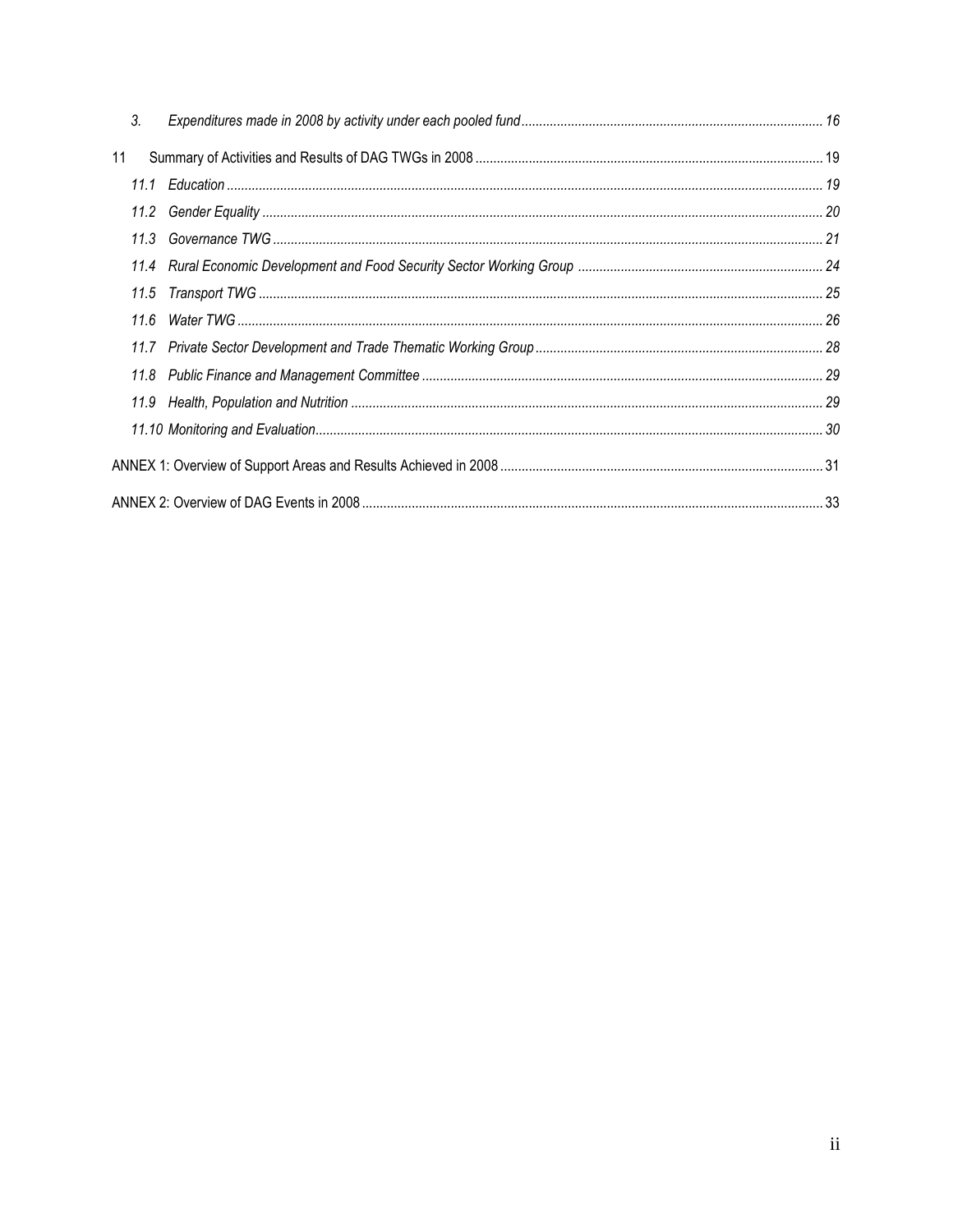*3. Expenditures made in 2008 by activity under each pooled fund* ........ *16*

11 Summary of Activities and Results of DAG TWGs in 2008 ........ 19

*11.1 Education* ........ *19*

*11.2 Gender Equality* ........ *20*

*11.3 Governance TWG* ........ *21*

*11.4 Rural Economic Development and Food Security Sector Working Group* ........ *24*

*11.5 Transport TWG* ........ *25*

*11.6 Water TWG* ........ *26*

*11.7 Private Sector Development and Trade Thematic Working Group* ........ *28*

*11.8 Public Finance and Management Committee* ........ *29*

*11.9 Health, Population and Nutrition* ........ *29*

*11.10 Monitoring and Evaluation* ........ *30*

ANNEX 1: Overview of Support Areas and Results Achieved in 2008 ........ 31

ANNEX 2: Overview of DAG Events in 2008 ........ 33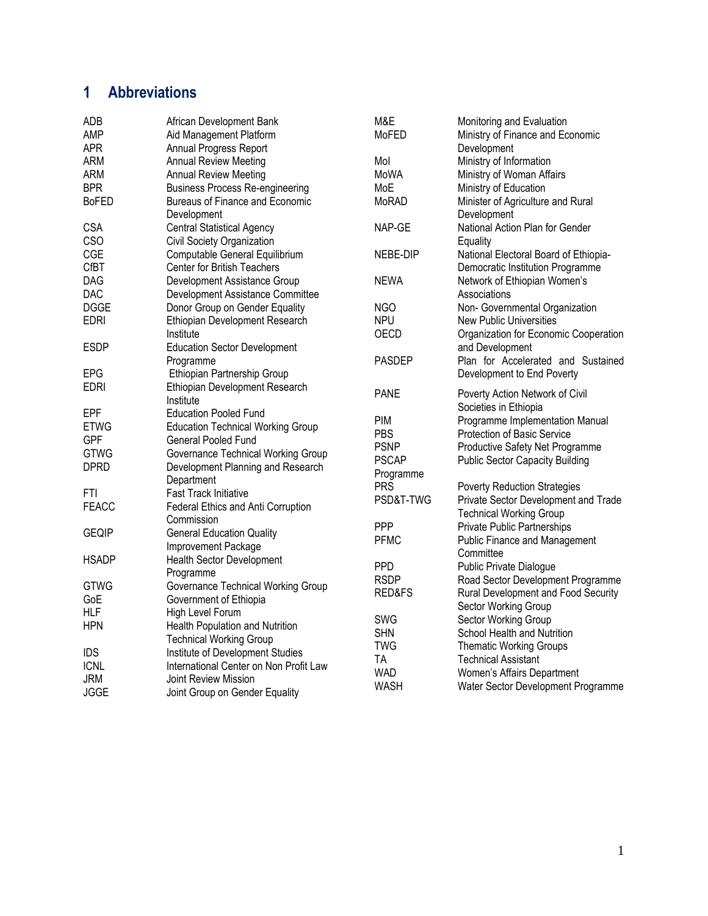# 1 Abbreviations

| | |
|---|---|
| ADB | African Development Bank |
| AMP | Aid Management Platform |
| APR | Annual Progress Report |
| ARM | Annual Review Meeting |
| ARM | Annual Review Meeting |
| BPR | Business Process Re-engineering |
| BoFED | Bureaus of Finance and Economic Development |
| CSA | Central Statistical Agency |
| CSO | Civil Society Organization |
| CGE | Computable General Equilibrium |
| CfBT | Center for British Teachers |
| DAG | Development Assistance Group |
| DAC | Development Assistance Committee |
| DGGE | Donor Group on Gender Equality |
| EDRI | Ethiopian Development Research Institute |
| ESDP | Education Sector Development Programme |
| EPG | Ethiopian Partnership Group |
| EDRI | Ethiopian Development Research Institute |
| EPF | Education Pooled Fund |
| ETWG | Education Technical Working Group |
| GPF | General Pooled Fund |
| GTWG | Governance Technical Working Group |
| DPRD | Development Planning and Research Department |
| FTI | Fast Track Initiative |
| FEACC | Federal Ethics and Anti Corruption Commission |
| GEQIP | General Education Quality Improvement Package |
| HSADP | Health Sector Development Programme |
| GTWG | Governance Technical Working Group |
| GoE | Government of Ethiopia |
| HLF | High Level Forum |
| HPN | Health Population and Nutrition Technical Working Group |
| IDS | Institute of Development Studies |
| ICNL | International Center on Non Profit Law |
| JRM | Joint Review Mission |
| JGGE | Joint Group on Gender Equality |
| M&E | Monitoring and Evaluation |
| MoFED | Ministry of Finance and Economic Development |
| MoI | Ministry of Information |
| MoWA | Ministry of Woman Affairs |
| MoE | Ministry of Education |
| MoRAD | Minister of Agriculture and Rural Development |
| NAP-GE | National Action Plan for Gender Equality |
| NEBE-DIP | National Electoral Board of Ethiopia-Democratic Institution Programme |
| NEWA | Network of Ethiopian Women's Associations |
| NGO | Non- Governmental Organization |
| NPU | New Public Universities |
| OECD | Organization for Economic Cooperation and Development |
| PASDEP | Plan for Accelerated and Sustained Development to End Poverty |
| PANE | Poverty Action Network of Civil Societies in Ethiopia |
| PIM | Programme Implementation Manual |
| PBS | Protection of Basic Service |
| PSNP | Productive Safety Net Programme |
| PSCAP Programme | Public Sector Capacity Building |
| PRS | Poverty Reduction Strategies |
| PSD&T-TWG | Private Sector Development and Trade Technical Working Group |
| PPP | Private Public Partnerships |
| PFMC | Public Finance and Management Committee |
| PPD | Public Private Dialogue |
| RSDP | Road Sector Development Programme |
| RED&FS | Rural Development and Food Security Sector Working Group |
| SWG | Sector Working Group |
| SHN | School Health and Nutrition |
| TWG | Thematic Working Groups |
| TA | Technical Assistant |
| WAD | Women's Affairs Department |
| WASH | Water Sector Development Programme |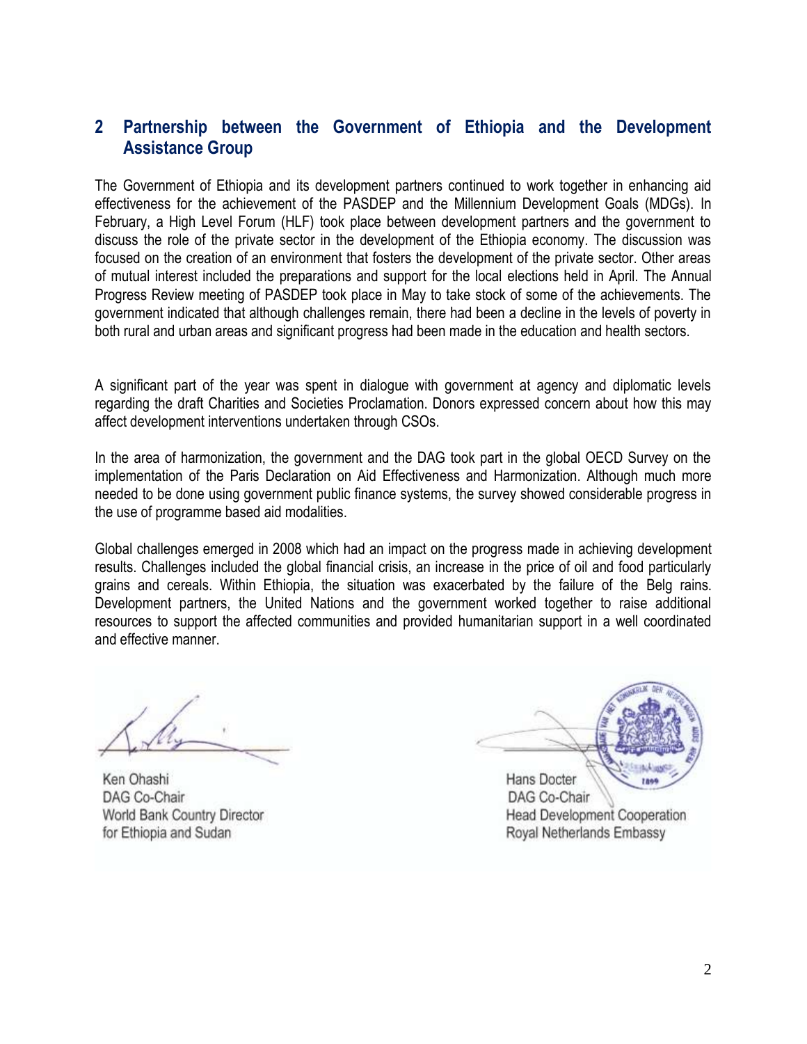## 2 Partnership between the Government of Ethiopia and the Development Assistance Group

The Government of Ethiopia and its development partners continued to work together in enhancing aid effectiveness for the achievement of the PASDEP and the Millennium Development Goals (MDGs). In February, a High Level Forum (HLF) took place between development partners and the government to discuss the role of the private sector in the development of the Ethiopia economy. The discussion was focused on the creation of an environment that fosters the development of the private sector. Other areas of mutual interest included the preparations and support for the local elections held in April. The Annual Progress Review meeting of PASDEP took place in May to take stock of some of the achievements. The government indicated that although challenges remain, there had been a decline in the levels of poverty in both rural and urban areas and significant progress had been made in the education and health sectors.

A significant part of the year was spent in dialogue with government at agency and diplomatic levels regarding the draft Charities and Societies Proclamation. Donors expressed concern about how this may affect development interventions undertaken through CSOs.

In the area of harmonization, the government and the DAG took part in the global OECD Survey on the implementation of the Paris Declaration on Aid Effectiveness and Harmonization. Although much more needed to be done using government public finance systems, the survey showed considerable progress in the use of programme based aid modalities.

Global challenges emerged in 2008 which had an impact on the progress made in achieving development results. Challenges included the global financial crisis, an increase in the price of oil and food particularly grains and cereals. Within Ethiopia, the situation was exacerbated by the failure of the Belg rains. Development partners, the United Nations and the government worked together to raise additional resources to support the affected communities and provided humanitarian support in a well coordinated and effective manner.

Ken Ohashi
DAG Co-Chair
World Bank Country Director
for Ethiopia and Sudan

Hans Docter
DAG Co-Chair
Head Development Cooperation
Royal Netherlands Embassy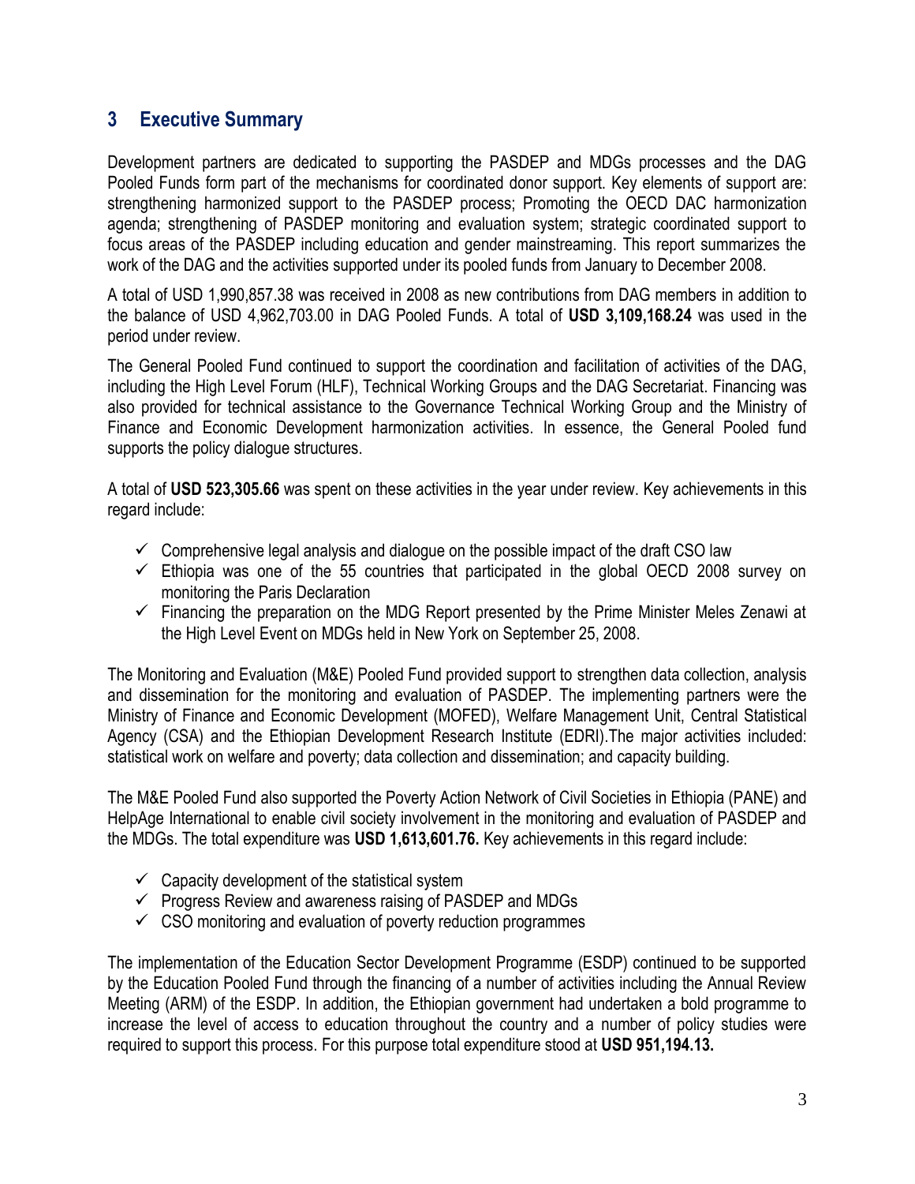## 3 Executive Summary

Development partners are dedicated to supporting the PASDEP and MDGs processes and the DAG Pooled Funds form part of the mechanisms for coordinated donor support. Key elements of support are: strengthening harmonized support to the PASDEP process; Promoting the OECD DAC harmonization agenda; strengthening of PASDEP monitoring and evaluation system; strategic coordinated support to focus areas of the PASDEP including education and gender mainstreaming. This report summarizes the work of the DAG and the activities supported under its pooled funds from January to December 2008.

A total of USD 1,990,857.38 was received in 2008 as new contributions from DAG members in addition to the balance of USD 4,962,703.00 in DAG Pooled Funds. A total of **USD 3,109,168.24** was used in the period under review.

The General Pooled Fund continued to support the coordination and facilitation of activities of the DAG, including the High Level Forum (HLF), Technical Working Groups and the DAG Secretariat. Financing was also provided for technical assistance to the Governance Technical Working Group and the Ministry of Finance and Economic Development harmonization activities. In essence, the General Pooled fund supports the policy dialogue structures.

A total of **USD 523,305.66** was spent on these activities in the year under review. Key achievements in this regard include:

- ✓ Comprehensive legal analysis and dialogue on the possible impact of the draft CSO law
- ✓ Ethiopia was one of the 55 countries that participated in the global OECD 2008 survey on monitoring the Paris Declaration
- ✓ Financing the preparation on the MDG Report presented by the Prime Minister Meles Zenawi at the High Level Event on MDGs held in New York on September 25, 2008.

The Monitoring and Evaluation (M&E) Pooled Fund provided support to strengthen data collection, analysis and dissemination for the monitoring and evaluation of PASDEP. The implementing partners were the Ministry of Finance and Economic Development (MOFED), Welfare Management Unit, Central Statistical Agency (CSA) and the Ethiopian Development Research Institute (EDRI).The major activities included: statistical work on welfare and poverty; data collection and dissemination; and capacity building.

The M&E Pooled Fund also supported the Poverty Action Network of Civil Societies in Ethiopia (PANE) and HelpAge International to enable civil society involvement in the monitoring and evaluation of PASDEP and the MDGs. The total expenditure was **USD 1,613,601.76.** Key achievements in this regard include:

- ✓ Capacity development of the statistical system
- ✓ Progress Review and awareness raising of PASDEP and MDGs
- ✓ CSO monitoring and evaluation of poverty reduction programmes

The implementation of the Education Sector Development Programme (ESDP) continued to be supported by the Education Pooled Fund through the financing of a number of activities including the Annual Review Meeting (ARM) of the ESDP. In addition, the Ethiopian government had undertaken a bold programme to increase the level of access to education throughout the country and a number of policy studies were required to support this process. For this purpose total expenditure stood at **USD 951,194.13.**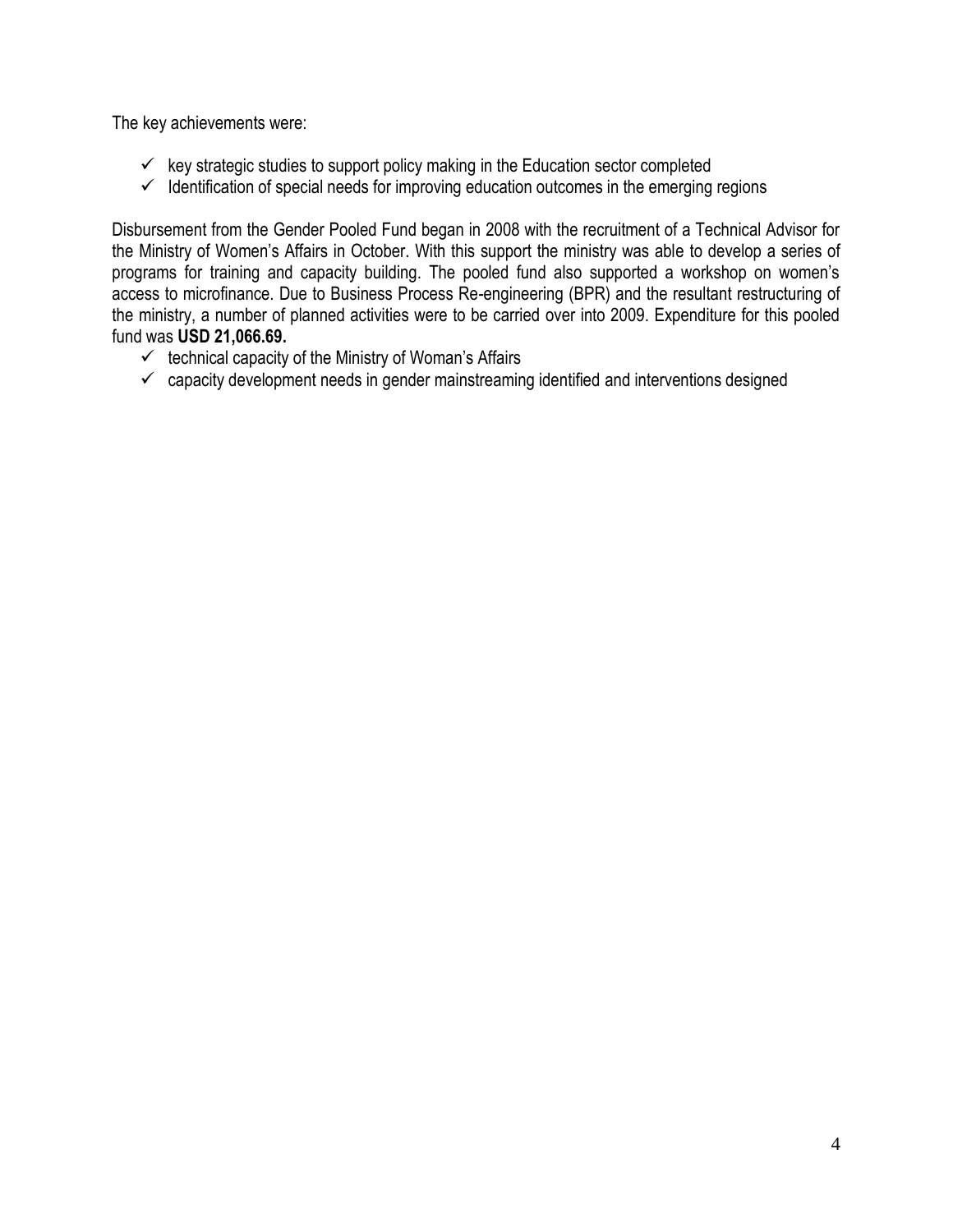The key achievements were:

- ✓ key strategic studies to support policy making in the Education sector completed
- ✓ Identification of special needs for improving education outcomes in the emerging regions

Disbursement from the Gender Pooled Fund began in 2008 with the recruitment of a Technical Advisor for the Ministry of Women's Affairs in October. With this support the ministry was able to develop a series of programs for training and capacity building. The pooled fund also supported a workshop on women's access to microfinance. Due to Business Process Re-engineering (BPR) and the resultant restructuring of the ministry, a number of planned activities were to be carried over into 2009. Expenditure for this pooled fund was **USD 21,066.69.**

- ✓ technical capacity of the Ministry of Woman's Affairs
- ✓ capacity development needs in gender mainstreaming identified and interventions designed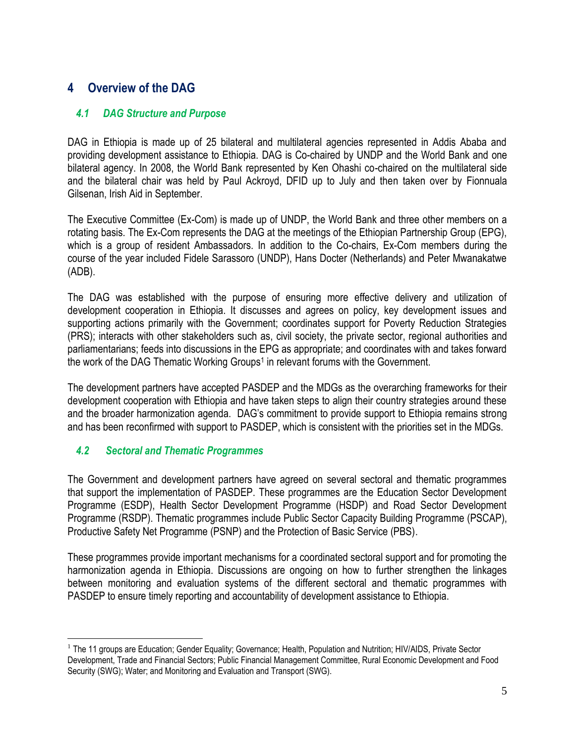# 4 Overview of the DAG

## *4.1 DAG Structure and Purpose*

DAG in Ethiopia is made up of 25 bilateral and multilateral agencies represented in Addis Ababa and providing development assistance to Ethiopia. DAG is Co-chaired by UNDP and the World Bank and one bilateral agency. In 2008, the World Bank represented by Ken Ohashi co-chaired on the multilateral side and the bilateral chair was held by Paul Ackroyd, DFID up to July and then taken over by Fionnuala Gilsenan, Irish Aid in September.

The Executive Committee (Ex-Com) is made up of UNDP, the World Bank and three other members on a rotating basis. The Ex-Com represents the DAG at the meetings of the Ethiopian Partnership Group (EPG), which is a group of resident Ambassadors. In addition to the Co-chairs, Ex-Com members during the course of the year included Fidele Sarassoro (UNDP), Hans Docter (Netherlands) and Peter Mwanakatwe (ADB).

The DAG was established with the purpose of ensuring more effective delivery and utilization of development cooperation in Ethiopia. It discusses and agrees on policy, key development issues and supporting actions primarily with the Government; coordinates support for Poverty Reduction Strategies (PRS); interacts with other stakeholders such as, civil society, the private sector, regional authorities and parliamentarians; feeds into discussions in the EPG as appropriate; and coordinates with and takes forward the work of the DAG Thematic Working Groups[1] in relevant forums with the Government.

The development partners have accepted PASDEP and the MDGs as the overarching frameworks for their development cooperation with Ethiopia and have taken steps to align their country strategies around these and the broader harmonization agenda. DAG's commitment to provide support to Ethiopia remains strong and has been reconfirmed with support to PASDEP, which is consistent with the priorities set in the MDGs.

## *4.2 Sectoral and Thematic Programmes*

The Government and development partners have agreed on several sectoral and thematic programmes that support the implementation of PASDEP. These programmes are the Education Sector Development Programme (ESDP), Health Sector Development Programme (HSDP) and Road Sector Development Programme (RSDP). Thematic programmes include Public Sector Capacity Building Programme (PSCAP), Productive Safety Net Programme (PSNP) and the Protection of Basic Service (PBS).

These programmes provide important mechanisms for a coordinated sectoral support and for promoting the harmonization agenda in Ethiopia. Discussions are ongoing on how to further strengthen the linkages between monitoring and evaluation systems of the different sectoral and thematic programmes with PASDEP to ensure timely reporting and accountability of development assistance to Ethiopia.

---

[1] The 11 groups are Education; Gender Equality; Governance; Health, Population and Nutrition; HIV/AIDS, Private Sector Development, Trade and Financial Sectors; Public Financial Management Committee, Rural Economic Development and Food Security (SWG); Water; and Monitoring and Evaluation and Transport (SWG).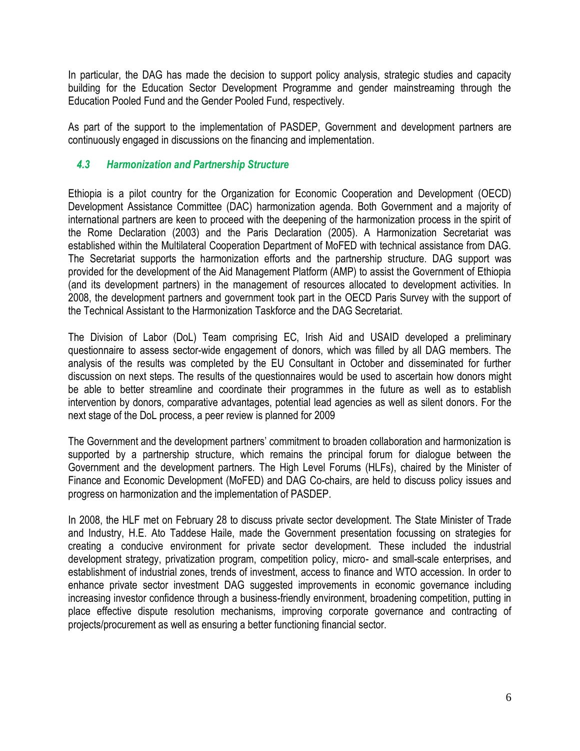In particular, the DAG has made the decision to support policy analysis, strategic studies and capacity building for the Education Sector Development Programme and gender mainstreaming through the Education Pooled Fund and the Gender Pooled Fund, respectively.

As part of the support to the implementation of PASDEP, Government and development partners are continuously engaged in discussions on the financing and implementation.

### *4.3 Harmonization and Partnership Structure*

Ethiopia is a pilot country for the Organization for Economic Cooperation and Development (OECD) Development Assistance Committee (DAC) harmonization agenda. Both Government and a majority of international partners are keen to proceed with the deepening of the harmonization process in the spirit of the Rome Declaration (2003) and the Paris Declaration (2005). A Harmonization Secretariat was established within the Multilateral Cooperation Department of MoFED with technical assistance from DAG. The Secretariat supports the harmonization efforts and the partnership structure. DAG support was provided for the development of the Aid Management Platform (AMP) to assist the Government of Ethiopia (and its development partners) in the management of resources allocated to development activities. In 2008, the development partners and government took part in the OECD Paris Survey with the support of the Technical Assistant to the Harmonization Taskforce and the DAG Secretariat.

The Division of Labor (DoL) Team comprising EC, Irish Aid and USAID developed a preliminary questionnaire to assess sector-wide engagement of donors, which was filled by all DAG members. The analysis of the results was completed by the EU Consultant in October and disseminated for further discussion on next steps. The results of the questionnaires would be used to ascertain how donors might be able to better streamline and coordinate their programmes in the future as well as to establish intervention by donors, comparative advantages, potential lead agencies as well as silent donors. For the next stage of the DoL process, a peer review is planned for 2009

The Government and the development partners' commitment to broaden collaboration and harmonization is supported by a partnership structure, which remains the principal forum for dialogue between the Government and the development partners. The High Level Forums (HLFs), chaired by the Minister of Finance and Economic Development (MoFED) and DAG Co-chairs, are held to discuss policy issues and progress on harmonization and the implementation of PASDEP.

In 2008, the HLF met on February 28 to discuss private sector development. The State Minister of Trade and Industry, H.E. Ato Taddese Haile, made the Government presentation focussing on strategies for creating a conducive environment for private sector development. These included the industrial development strategy, privatization program, competition policy, micro- and small-scale enterprises, and establishment of industrial zones, trends of investment, access to finance and WTO accession. In order to enhance private sector investment DAG suggested improvements in economic governance including increasing investor confidence through a business-friendly environment, broadening competition, putting in place effective dispute resolution mechanisms, improving corporate governance and contracting of projects/procurement as well as ensuring a better functioning financial sector.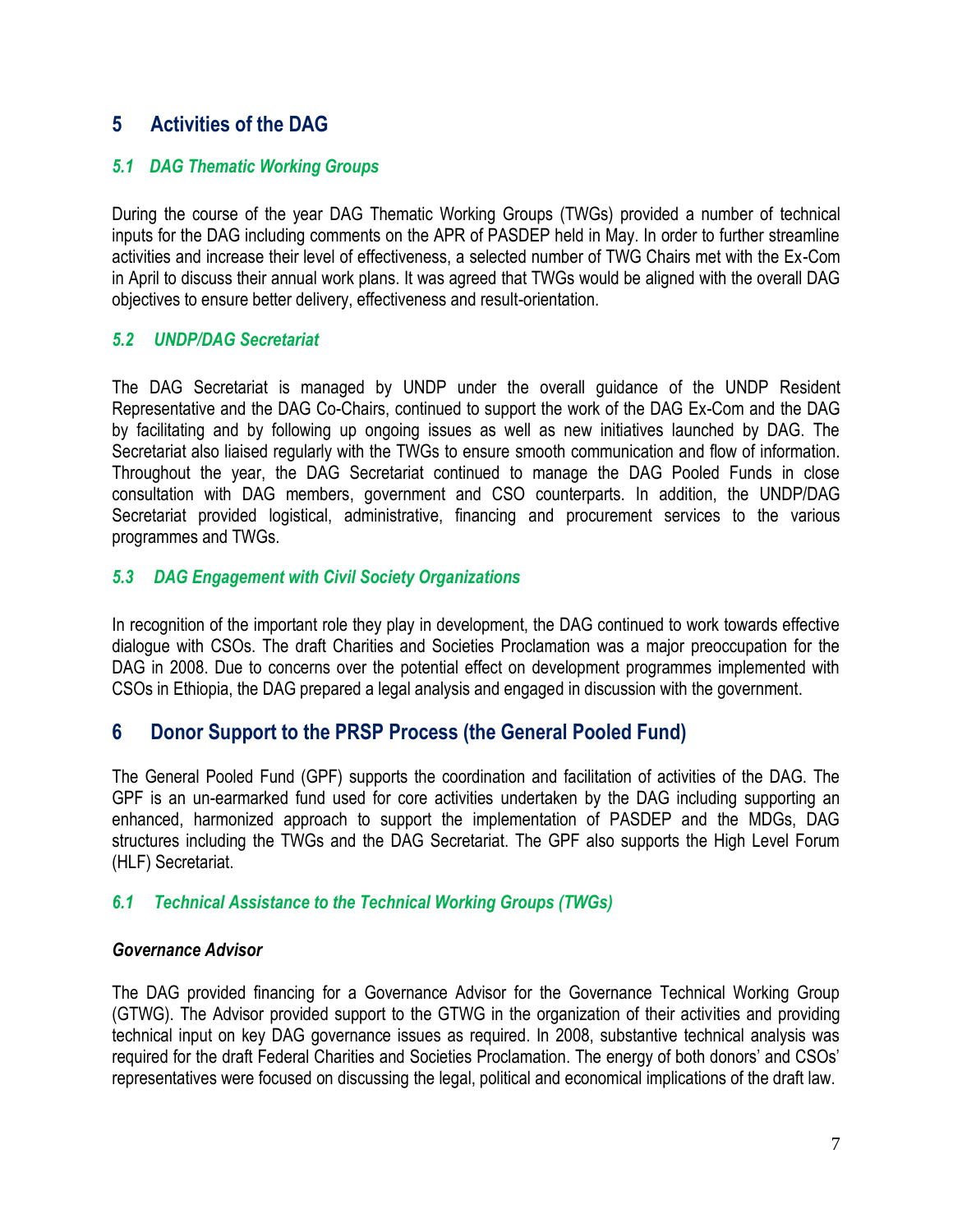## 5 Activities of the DAG

### *5.1 DAG Thematic Working Groups*

During the course of the year DAG Thematic Working Groups (TWGs) provided a number of technical inputs for the DAG including comments on the APR of PASDEP held in May. In order to further streamline activities and increase their level of effectiveness, a selected number of TWG Chairs met with the Ex-Com in April to discuss their annual work plans. It was agreed that TWGs would be aligned with the overall DAG objectives to ensure better delivery, effectiveness and result-orientation.

### *5.2 UNDP/DAG Secretariat*

The DAG Secretariat is managed by UNDP under the overall guidance of the UNDP Resident Representative and the DAG Co-Chairs, continued to support the work of the DAG Ex-Com and the DAG by facilitating and by following up ongoing issues as well as new initiatives launched by DAG. The Secretariat also liaised regularly with the TWGs to ensure smooth communication and flow of information. Throughout the year, the DAG Secretariat continued to manage the DAG Pooled Funds in close consultation with DAG members, government and CSO counterparts. In addition, the UNDP/DAG Secretariat provided logistical, administrative, financing and procurement services to the various programmes and TWGs.

### *5.3 DAG Engagement with Civil Society Organizations*

In recognition of the important role they play in development, the DAG continued to work towards effective dialogue with CSOs. The draft Charities and Societies Proclamation was a major preoccupation for the DAG in 2008. Due to concerns over the potential effect on development programmes implemented with CSOs in Ethiopia, the DAG prepared a legal analysis and engaged in discussion with the government.

## 6 Donor Support to the PRSP Process (the General Pooled Fund)

The General Pooled Fund (GPF) supports the coordination and facilitation of activities of the DAG. The GPF is an un-earmarked fund used for core activities undertaken by the DAG including supporting an enhanced, harmonized approach to support the implementation of PASDEP and the MDGs, DAG structures including the TWGs and the DAG Secretariat. The GPF also supports the High Level Forum (HLF) Secretariat.

### *6.1 Technical Assistance to the Technical Working Groups (TWGs)*

***Governance Advisor***

The DAG provided financing for a Governance Advisor for the Governance Technical Working Group (GTWG). The Advisor provided support to the GTWG in the organization of their activities and providing technical input on key DAG governance issues as required. In 2008, substantive technical analysis was required for the draft Federal Charities and Societies Proclamation. The energy of both donors' and CSOs' representatives were focused on discussing the legal, political and economical implications of the draft law.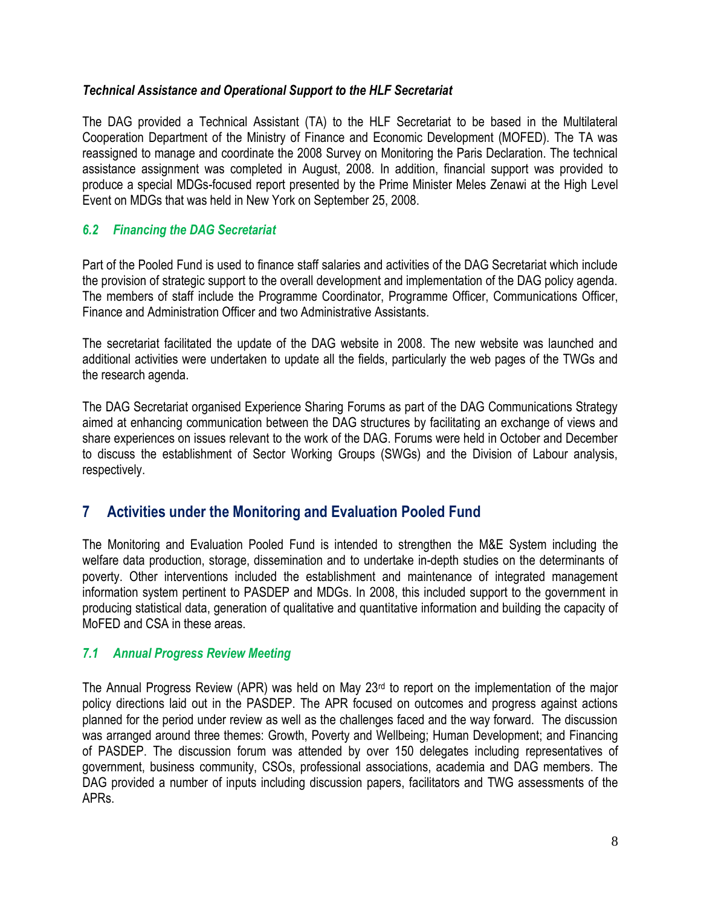### *Technical Assistance and Operational Support to the HLF Secretariat*

The DAG provided a Technical Assistant (TA) to the HLF Secretariat to be based in the Multilateral Cooperation Department of the Ministry of Finance and Economic Development (MOFED). The TA was reassigned to manage and coordinate the 2008 Survey on Monitoring the Paris Declaration. The technical assistance assignment was completed in August, 2008. In addition, financial support was provided to produce a special MDGs-focused report presented by the Prime Minister Meles Zenawi at the High Level Event on MDGs that was held in New York on September 25, 2008.

## *6.2 Financing the DAG Secretariat*

Part of the Pooled Fund is used to finance staff salaries and activities of the DAG Secretariat which include the provision of strategic support to the overall development and implementation of the DAG policy agenda. The members of staff include the Programme Coordinator, Programme Officer, Communications Officer, Finance and Administration Officer and two Administrative Assistants.

The secretariat facilitated the update of the DAG website in 2008. The new website was launched and additional activities were undertaken to update all the fields, particularly the web pages of the TWGs and the research agenda.

The DAG Secretariat organised Experience Sharing Forums as part of the DAG Communications Strategy aimed at enhancing communication between the DAG structures by facilitating an exchange of views and share experiences on issues relevant to the work of the DAG. Forums were held in October and December to discuss the establishment of Sector Working Groups (SWGs) and the Division of Labour analysis, respectively.

# 7 Activities under the Monitoring and Evaluation Pooled Fund

The Monitoring and Evaluation Pooled Fund is intended to strengthen the M&E System including the welfare data production, storage, dissemination and to undertake in-depth studies on the determinants of poverty. Other interventions included the establishment and maintenance of integrated management information system pertinent to PASDEP and MDGs. In 2008, this included support to the government in producing statistical data, generation of qualitative and quantitative information and building the capacity of MoFED and CSA in these areas.

## *7.1 Annual Progress Review Meeting*

The Annual Progress Review (APR) was held on May 23rd to report on the implementation of the major policy directions laid out in the PASDEP. The APR focused on outcomes and progress against actions planned for the period under review as well as the challenges faced and the way forward. The discussion was arranged around three themes: Growth, Poverty and Wellbeing; Human Development; and Financing of PASDEP. The discussion forum was attended by over 150 delegates including representatives of government, business community, CSOs, professional associations, academia and DAG members. The DAG provided a number of inputs including discussion papers, facilitators and TWG assessments of the APRs.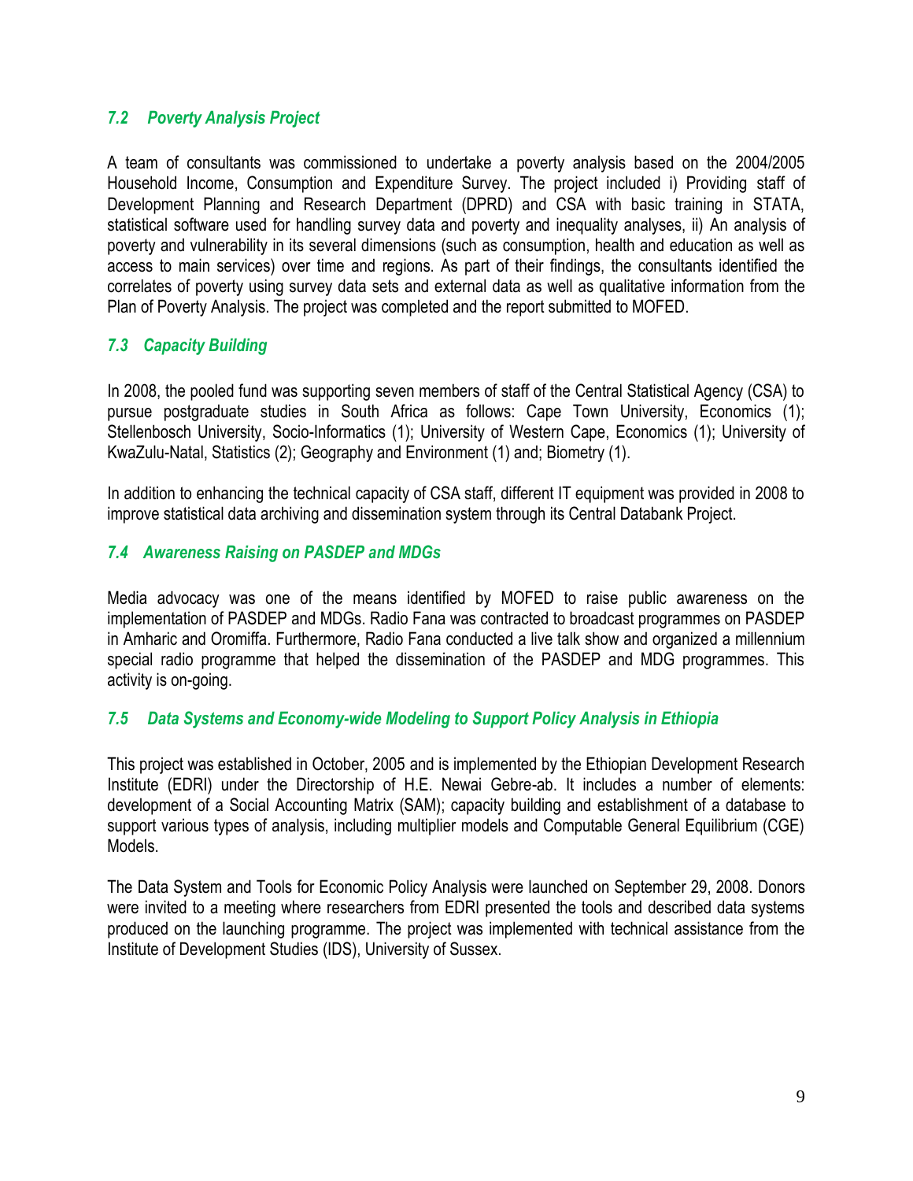### *7.2 Poverty Analysis Project*

A team of consultants was commissioned to undertake a poverty analysis based on the 2004/2005 Household Income, Consumption and Expenditure Survey. The project included i) Providing staff of Development Planning and Research Department (DPRD) and CSA with basic training in STATA, statistical software used for handling survey data and poverty and inequality analyses, ii) An analysis of poverty and vulnerability in its several dimensions (such as consumption, health and education as well as access to main services) over time and regions. As part of their findings, the consultants identified the correlates of poverty using survey data sets and external data as well as qualitative information from the Plan of Poverty Analysis. The project was completed and the report submitted to MOFED.

### *7.3 Capacity Building*

In 2008, the pooled fund was supporting seven members of staff of the Central Statistical Agency (CSA) to pursue postgraduate studies in South Africa as follows: Cape Town University, Economics (1); Stellenbosch University, Socio-Informatics (1); University of Western Cape, Economics (1); University of KwaZulu-Natal, Statistics (2); Geography and Environment (1) and; Biometry (1).

In addition to enhancing the technical capacity of CSA staff, different IT equipment was provided in 2008 to improve statistical data archiving and dissemination system through its Central Databank Project.

### *7.4 Awareness Raising on PASDEP and MDGs*

Media advocacy was one of the means identified by MOFED to raise public awareness on the implementation of PASDEP and MDGs. Radio Fana was contracted to broadcast programmes on PASDEP in Amharic and Oromiffa. Furthermore, Radio Fana conducted a live talk show and organized a millennium special radio programme that helped the dissemination of the PASDEP and MDG programmes. This activity is on-going.

### *7.5 Data Systems and Economy-wide Modeling to Support Policy Analysis in Ethiopia*

This project was established in October, 2005 and is implemented by the Ethiopian Development Research Institute (EDRI) under the Directorship of H.E. Newai Gebre-ab. It includes a number of elements: development of a Social Accounting Matrix (SAM); capacity building and establishment of a database to support various types of analysis, including multiplier models and Computable General Equilibrium (CGE) Models.

The Data System and Tools for Economic Policy Analysis were launched on September 29, 2008. Donors were invited to a meeting where researchers from EDRI presented the tools and described data systems produced on the launching programme. The project was implemented with technical assistance from the Institute of Development Studies (IDS), University of Sussex.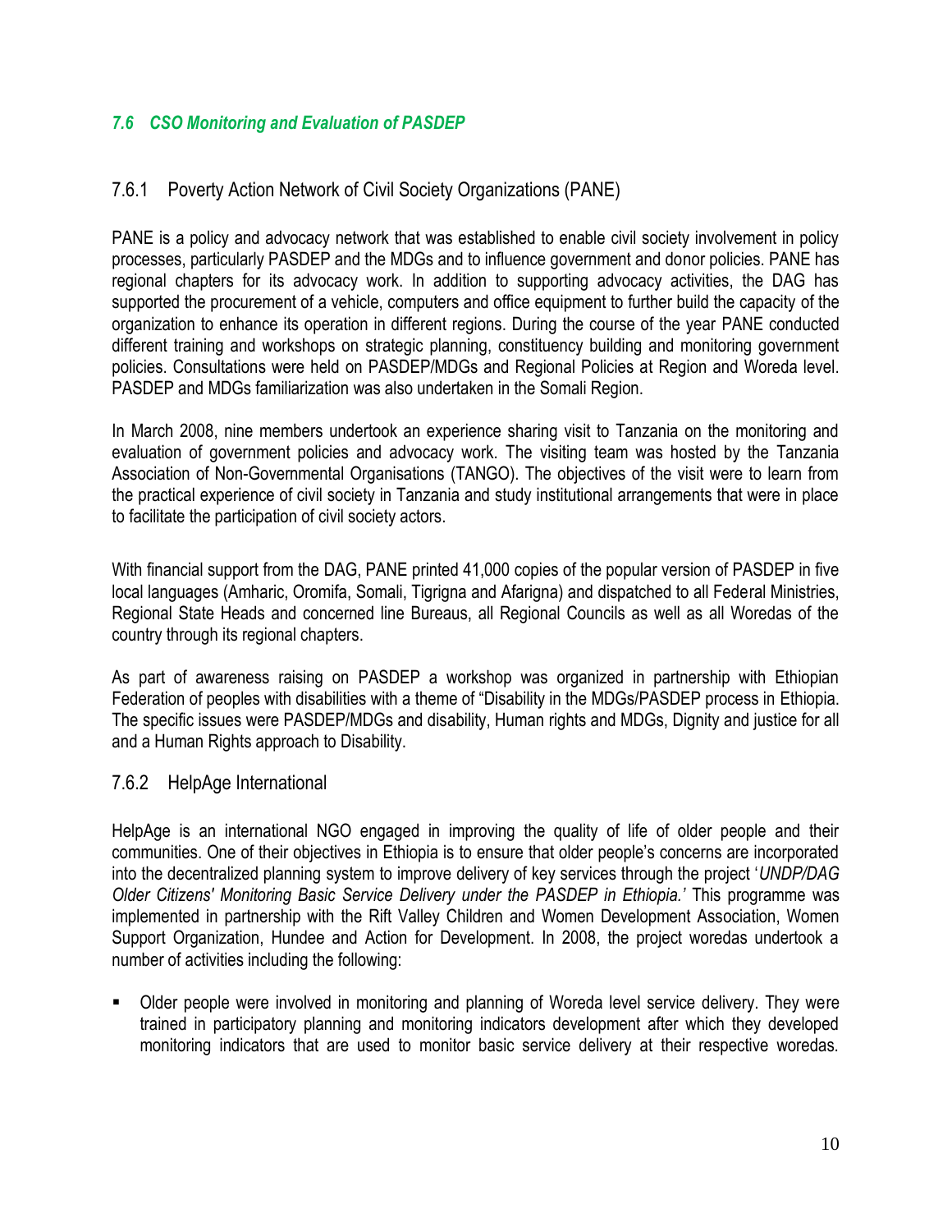### *7.6 CSO Monitoring and Evaluation of PASDEP*

#### 7.6.1 Poverty Action Network of Civil Society Organizations (PANE)

PANE is a policy and advocacy network that was established to enable civil society involvement in policy processes, particularly PASDEP and the MDGs and to influence government and donor policies. PANE has regional chapters for its advocacy work. In addition to supporting advocacy activities, the DAG has supported the procurement of a vehicle, computers and office equipment to further build the capacity of the organization to enhance its operation in different regions. During the course of the year PANE conducted different training and workshops on strategic planning, constituency building and monitoring government policies. Consultations were held on PASDEP/MDGs and Regional Policies at Region and Woreda level. PASDEP and MDGs familiarization was also undertaken in the Somali Region.

In March 2008, nine members undertook an experience sharing visit to Tanzania on the monitoring and evaluation of government policies and advocacy work. The visiting team was hosted by the Tanzania Association of Non-Governmental Organisations (TANGO). The objectives of the visit were to learn from the practical experience of civil society in Tanzania and study institutional arrangements that were in place to facilitate the participation of civil society actors.

With financial support from the DAG, PANE printed 41,000 copies of the popular version of PASDEP in five local languages (Amharic, Oromifa, Somali, Tigrigna and Afarigna) and dispatched to all Federal Ministries, Regional State Heads and concerned line Bureaus, all Regional Councils as well as all Woredas of the country through its regional chapters.

As part of awareness raising on PASDEP a workshop was organized in partnership with Ethiopian Federation of peoples with disabilities with a theme of "Disability in the MDGs/PASDEP process in Ethiopia. The specific issues were PASDEP/MDGs and disability, Human rights and MDGs, Dignity and justice for all and a Human Rights approach to Disability.

#### 7.6.2 HelpAge International

HelpAge is an international NGO engaged in improving the quality of life of older people and their communities. One of their objectives in Ethiopia is to ensure that older people's concerns are incorporated into the decentralized planning system to improve delivery of key services through the project '*UNDP/DAG Older Citizens' Monitoring Basic Service Delivery under the PASDEP in Ethiopia.'* This programme was implemented in partnership with the Rift Valley Children and Women Development Association, Women Support Organization, Hundee and Action for Development. In 2008, the project woredas undertook a number of activities including the following:

- Older people were involved in monitoring and planning of Woreda level service delivery. They were trained in participatory planning and monitoring indicators development after which they developed monitoring indicators that are used to monitor basic service delivery at their respective woredas.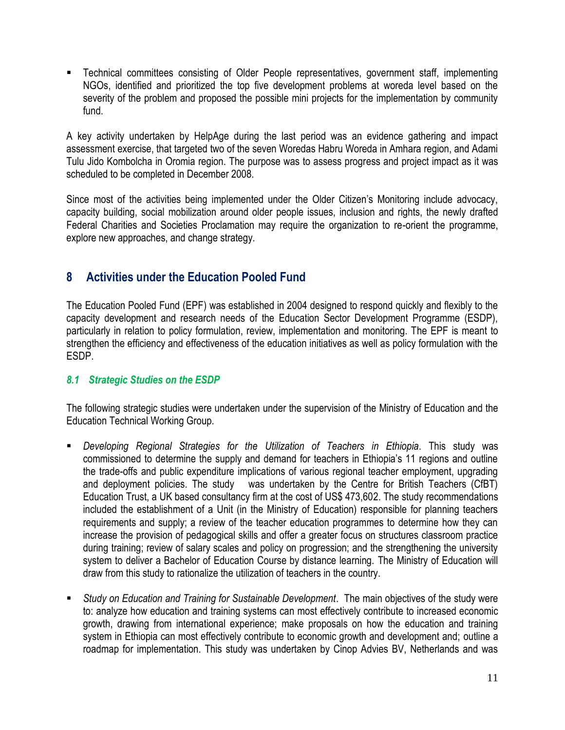- Technical committees consisting of Older People representatives, government staff, implementing NGOs, identified and prioritized the top five development problems at woreda level based on the severity of the problem and proposed the possible mini projects for the implementation by community fund.

A key activity undertaken by HelpAge during the last period was an evidence gathering and impact assessment exercise, that targeted two of the seven Woredas Habru Woreda in Amhara region, and Adami Tulu Jido Kombolcha in Oromia region. The purpose was to assess progress and project impact as it was scheduled to be completed in December 2008.

Since most of the activities being implemented under the Older Citizen's Monitoring include advocacy, capacity building, social mobilization around older people issues, inclusion and rights, the newly drafted Federal Charities and Societies Proclamation may require the organization to re-orient the programme, explore new approaches, and change strategy.

## 8 Activities under the Education Pooled Fund

The Education Pooled Fund (EPF) was established in 2004 designed to respond quickly and flexibly to the capacity development and research needs of the Education Sector Development Programme (ESDP), particularly in relation to policy formulation, review, implementation and monitoring. The EPF is meant to strengthen the efficiency and effectiveness of the education initiatives as well as policy formulation with the ESDP.

### *8.1 Strategic Studies on the ESDP*

The following strategic studies were undertaken under the supervision of the Ministry of Education and the Education Technical Working Group.

- *Developing Regional Strategies for the Utilization of Teachers in Ethiopia*. This study was commissioned to determine the supply and demand for teachers in Ethiopia's 11 regions and outline the trade-offs and public expenditure implications of various regional teacher employment, upgrading and deployment policies. The study was undertaken by the Centre for British Teachers (CfBT) Education Trust, a UK based consultancy firm at the cost of US$ 473,602. The study recommendations included the establishment of a Unit (in the Ministry of Education) responsible for planning teachers requirements and supply; a review of the teacher education programmes to determine how they can increase the provision of pedagogical skills and offer a greater focus on structures classroom practice during training; review of salary scales and policy on progression; and the strengthening the university system to deliver a Bachelor of Education Course by distance learning. The Ministry of Education will draw from this study to rationalize the utilization of teachers in the country.

- *Study on Education and Training for Sustainable Development*. The main objectives of the study were to: analyze how education and training systems can most effectively contribute to increased economic growth, drawing from international experience; make proposals on how the education and training system in Ethiopia can most effectively contribute to economic growth and development and; outline a roadmap for implementation. This study was undertaken by Cinop Advies BV, Netherlands and was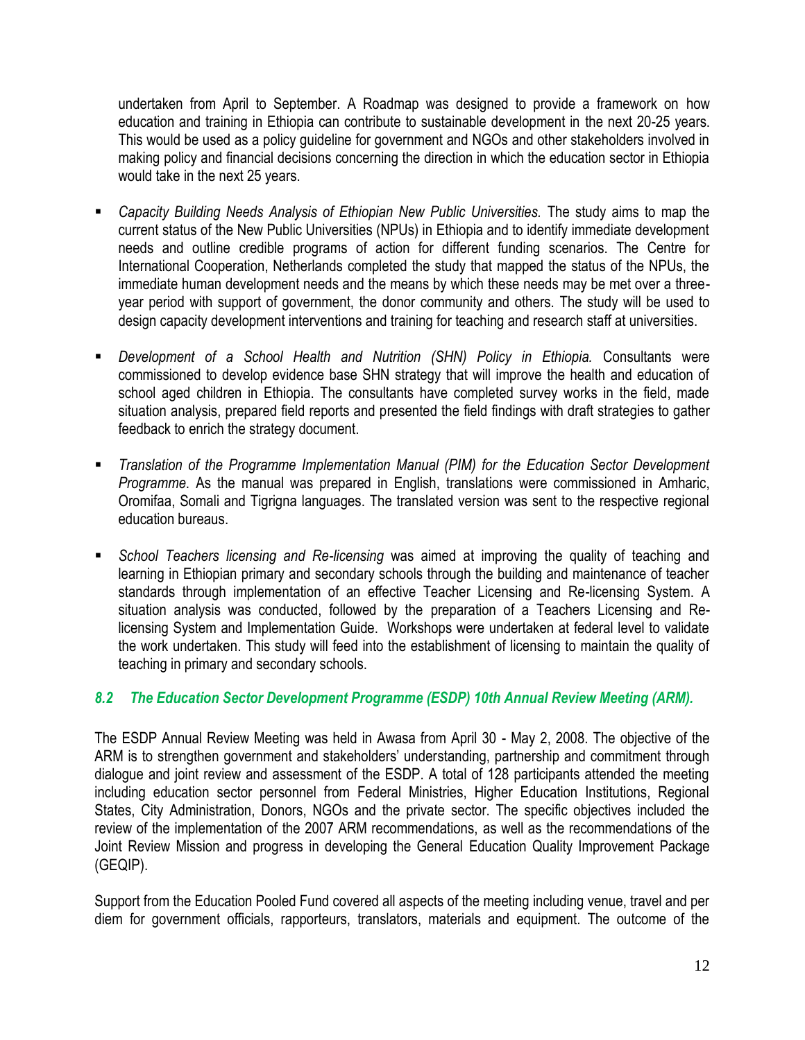undertaken from April to September. A Roadmap was designed to provide a framework on how education and training in Ethiopia can contribute to sustainable development in the next 20-25 years. This would be used as a policy guideline for government and NGOs and other stakeholders involved in making policy and financial decisions concerning the direction in which the education sector in Ethiopia would take in the next 25 years.

- *Capacity Building Needs Analysis of Ethiopian New Public Universities.* The study aims to map the current status of the New Public Universities (NPUs) in Ethiopia and to identify immediate development needs and outline credible programs of action for different funding scenarios. The Centre for International Cooperation, Netherlands completed the study that mapped the status of the NPUs, the immediate human development needs and the means by which these needs may be met over a three-year period with support of government, the donor community and others. The study will be used to design capacity development interventions and training for teaching and research staff at universities.

- *Development of a School Health and Nutrition (SHN) Policy in Ethiopia.* Consultants were commissioned to develop evidence base SHN strategy that will improve the health and education of school aged children in Ethiopia. The consultants have completed survey works in the field, made situation analysis, prepared field reports and presented the field findings with draft strategies to gather feedback to enrich the strategy document.

- *Translation of the Programme Implementation Manual (PIM) for the Education Sector Development Programme*. As the manual was prepared in English, translations were commissioned in Amharic, Oromifaa, Somali and Tigrigna languages. The translated version was sent to the respective regional education bureaus.

- *School Teachers licensing and Re-licensing* was aimed at improving the quality of teaching and learning in Ethiopian primary and secondary schools through the building and maintenance of teacher standards through implementation of an effective Teacher Licensing and Re-licensing System. A situation analysis was conducted, followed by the preparation of a Teachers Licensing and Re-licensing System and Implementation Guide. Workshops were undertaken at federal level to validate the work undertaken. This study will feed into the establishment of licensing to maintain the quality of teaching in primary and secondary schools.

### *8.2 The Education Sector Development Programme (ESDP) 10th Annual Review Meeting (ARM).*

The ESDP Annual Review Meeting was held in Awasa from April 30 - May 2, 2008. The objective of the ARM is to strengthen government and stakeholders' understanding, partnership and commitment through dialogue and joint review and assessment of the ESDP. A total of 128 participants attended the meeting including education sector personnel from Federal Ministries, Higher Education Institutions, Regional States, City Administration, Donors, NGOs and the private sector. The specific objectives included the review of the implementation of the 2007 ARM recommendations, as well as the recommendations of the Joint Review Mission and progress in developing the General Education Quality Improvement Package (GEQIP).

Support from the Education Pooled Fund covered all aspects of the meeting including venue, travel and per diem for government officials, rapporteurs, translators, materials and equipment. The outcome of the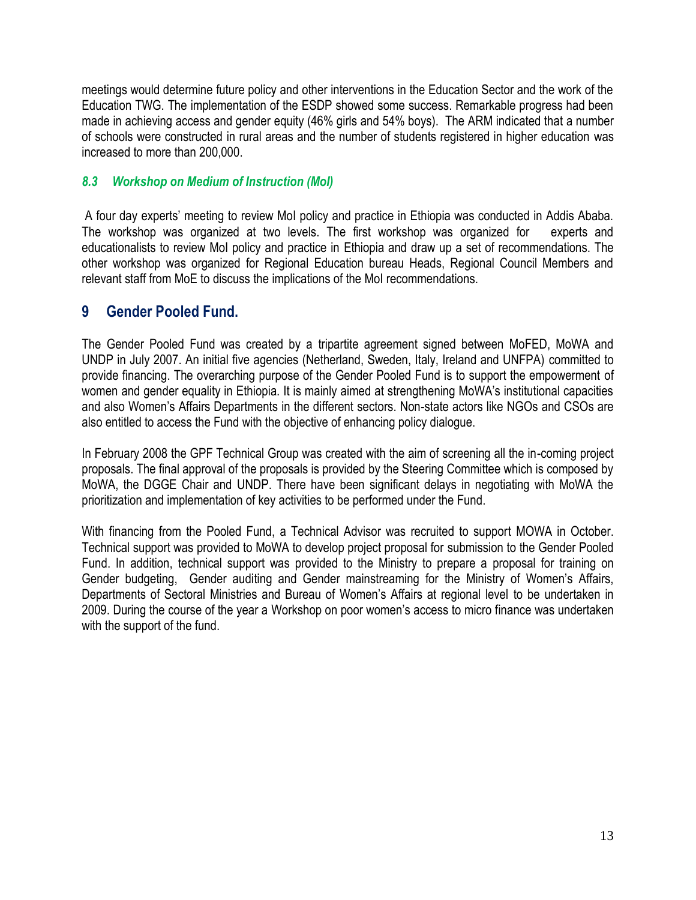meetings would determine future policy and other interventions in the Education Sector and the work of the Education TWG. The implementation of the ESDP showed some success. Remarkable progress had been made in achieving access and gender equity (46% girls and 54% boys). The ARM indicated that a number of schools were constructed in rural areas and the number of students registered in higher education was increased to more than 200,000.

### *8.3 Workshop on Medium of Instruction (MoI)*

A four day experts' meeting to review MoI policy and practice in Ethiopia was conducted in Addis Ababa. The workshop was organized at two levels. The first workshop was organized for experts and educationalists to review MoI policy and practice in Ethiopia and draw up a set of recommendations. The other workshop was organized for Regional Education bureau Heads, Regional Council Members and relevant staff from MoE to discuss the implications of the MoI recommendations.

## 9 Gender Pooled Fund.

The Gender Pooled Fund was created by a tripartite agreement signed between MoFED, MoWA and UNDP in July 2007. An initial five agencies (Netherland, Sweden, Italy, Ireland and UNFPA) committed to provide financing. The overarching purpose of the Gender Pooled Fund is to support the empowerment of women and gender equality in Ethiopia. It is mainly aimed at strengthening MoWA's institutional capacities and also Women's Affairs Departments in the different sectors. Non-state actors like NGOs and CSOs are also entitled to access the Fund with the objective of enhancing policy dialogue.

In February 2008 the GPF Technical Group was created with the aim of screening all the in-coming project proposals. The final approval of the proposals is provided by the Steering Committee which is composed by MoWA, the DGGE Chair and UNDP. There have been significant delays in negotiating with MoWA the prioritization and implementation of key activities to be performed under the Fund.

With financing from the Pooled Fund, a Technical Advisor was recruited to support MOWA in October. Technical support was provided to MoWA to develop project proposal for submission to the Gender Pooled Fund. In addition, technical support was provided to the Ministry to prepare a proposal for training on Gender budgeting, Gender auditing and Gender mainstreaming for the Ministry of Women's Affairs, Departments of Sectoral Ministries and Bureau of Women's Affairs at regional level to be undertaken in 2009. During the course of the year a Workshop on poor women's access to micro finance was undertaken with the support of the fund.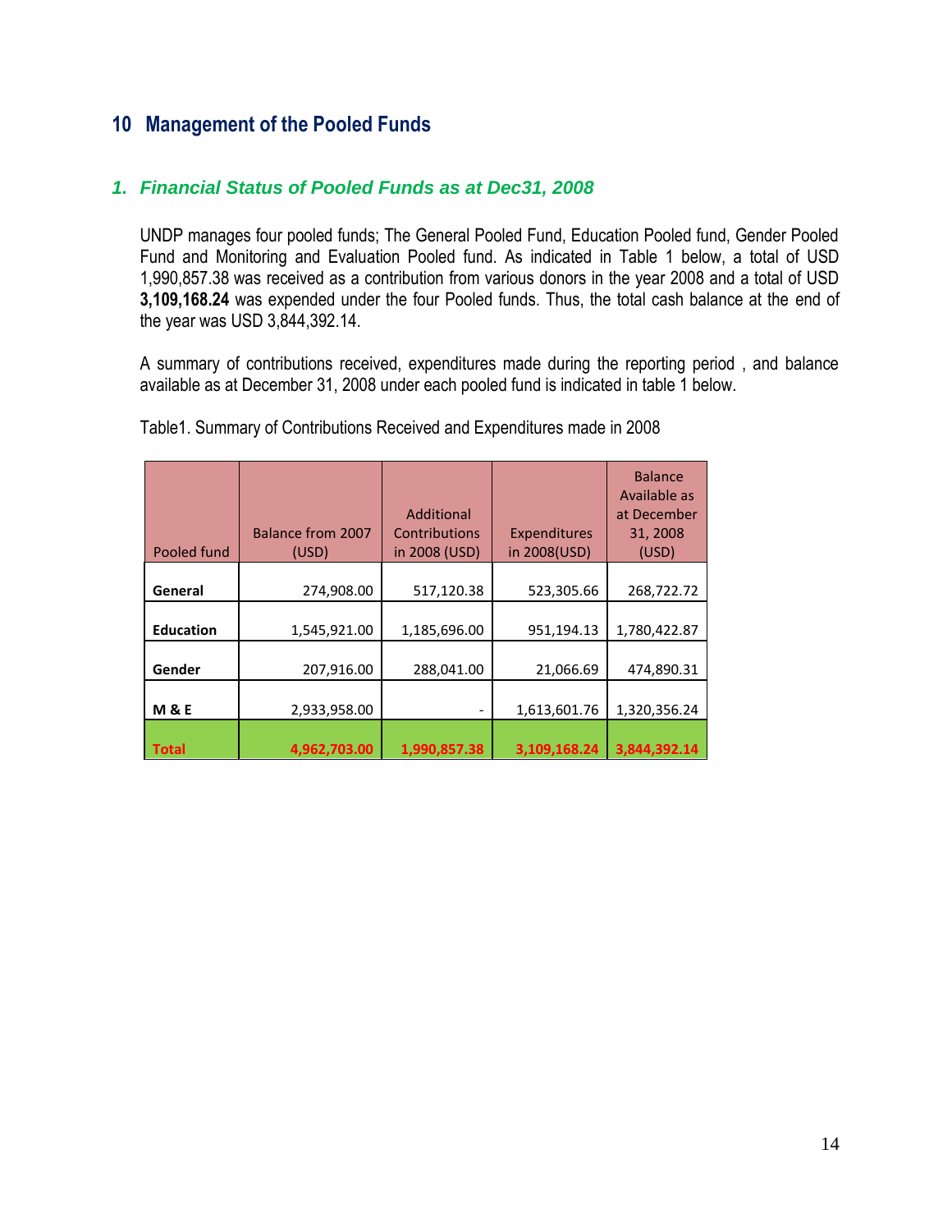# 10 Management of the Pooled Funds

## *1. Financial Status of Pooled Funds as at Dec31, 2008*

UNDP manages four pooled funds; The General Pooled Fund, Education Pooled fund, Gender Pooled Fund and Monitoring and Evaluation Pooled fund. As indicated in Table 1 below, a total of USD 1,990,857.38 was received as a contribution from various donors in the year 2008 and a total of USD **3,109,168.24** was expended under the four Pooled funds. Thus, the total cash balance at the end of the year was USD 3,844,392.14.

A summary of contributions received, expenditures made during the reporting period , and balance available as at December 31, 2008 under each pooled fund is indicated in table 1 below.

Table1. Summary of Contributions Received and Expenditures made in 2008

| Pooled fund | Balance from 2007 (USD) | Additional Contributions in 2008 (USD) | Expenditures in 2008(USD) | Balance Available as at December 31, 2008 (USD) |
|---|---|---|---|---|
| **General** | 274,908.00 | 517,120.38 | 523,305.66 | 268,722.72 |
| **Education** | 1,545,921.00 | 1,185,696.00 | 951,194.13 | 1,780,422.87 |
| **Gender** | 207,916.00 | 288,041.00 | 21,066.69 | 474,890.31 |
| **M & E** | 2,933,958.00 | - | 1,613,601.76 | 1,320,356.24 |
| **Total** | **4,962,703.00** | **1,990,857.38** | **3,109,168.24** | **3,844,392.14** |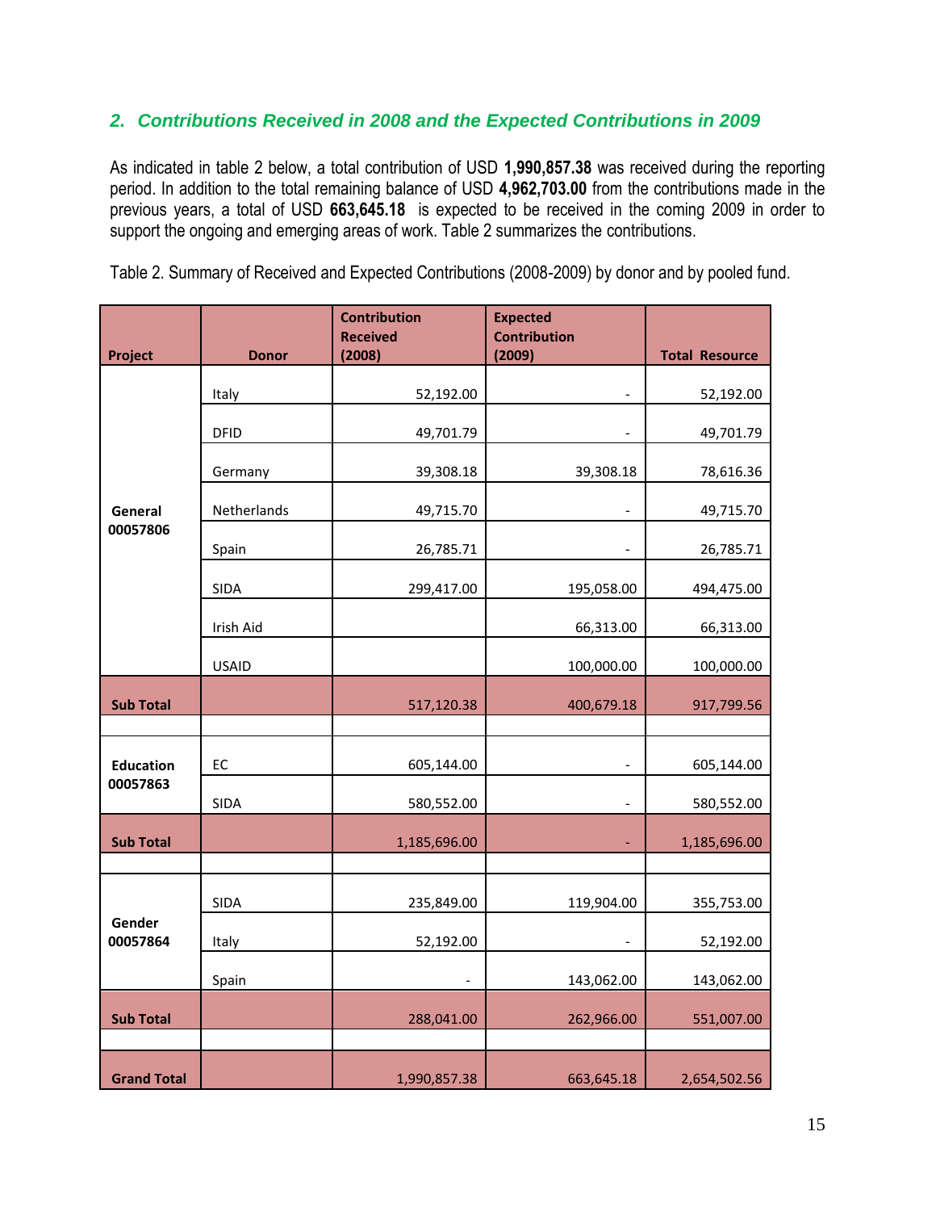## *2. Contributions Received in 2008 and the Expected Contributions in 2009*

As indicated in table 2 below, a total contribution of USD **1,990,857.38** was received during the reporting period. In addition to the total remaining balance of USD **4,962,703.00** from the contributions made in the previous years, a total of USD **663,645.18** is expected to be received in the coming 2009 in order to support the ongoing and emerging areas of work. Table 2 summarizes the contributions.

Table 2. Summary of Received and Expected Contributions (2008-2009) by donor and by pooled fund.

| Project | Donor | Contribution Received (2008) | Expected Contribution (2009) | Total Resource |
|---|---|---|---|---|
| General 00057806 | Italy | 52,192.00 | - | 52,192.00 |
| | DFID | 49,701.79 | - | 49,701.79 |
| | Germany | 39,308.18 | 39,308.18 | 78,616.36 |
| | Netherlands | 49,715.70 | - | 49,715.70 |
| | Spain | 26,785.71 | - | 26,785.71 |
| | SIDA | 299,417.00 | 195,058.00 | 494,475.00 |
| | Irish Aid | | 66,313.00 | 66,313.00 |
| | USAID | | 100,000.00 | 100,000.00 |
| **Sub Total** | | 517,120.38 | 400,679.18 | 917,799.56 |
| | | | | |
| Education 00057863 | EC | 605,144.00 | - | 605,144.00 |
| | SIDA | 580,552.00 | - | 580,552.00 |
| **Sub Total** | | 1,185,696.00 | - | 1,185,696.00 |
| | | | | |
| Gender 00057864 | SIDA | 235,849.00 | 119,904.00 | 355,753.00 |
| | Italy | 52,192.00 | - | 52,192.00 |
| | Spain | - | 143,062.00 | 143,062.00 |
| **Sub Total** | | 288,041.00 | 262,966.00 | 551,007.00 |
| | | | | |
| **Grand Total** | | 1,990,857.38 | 663,645.18 | 2,654,502.56 |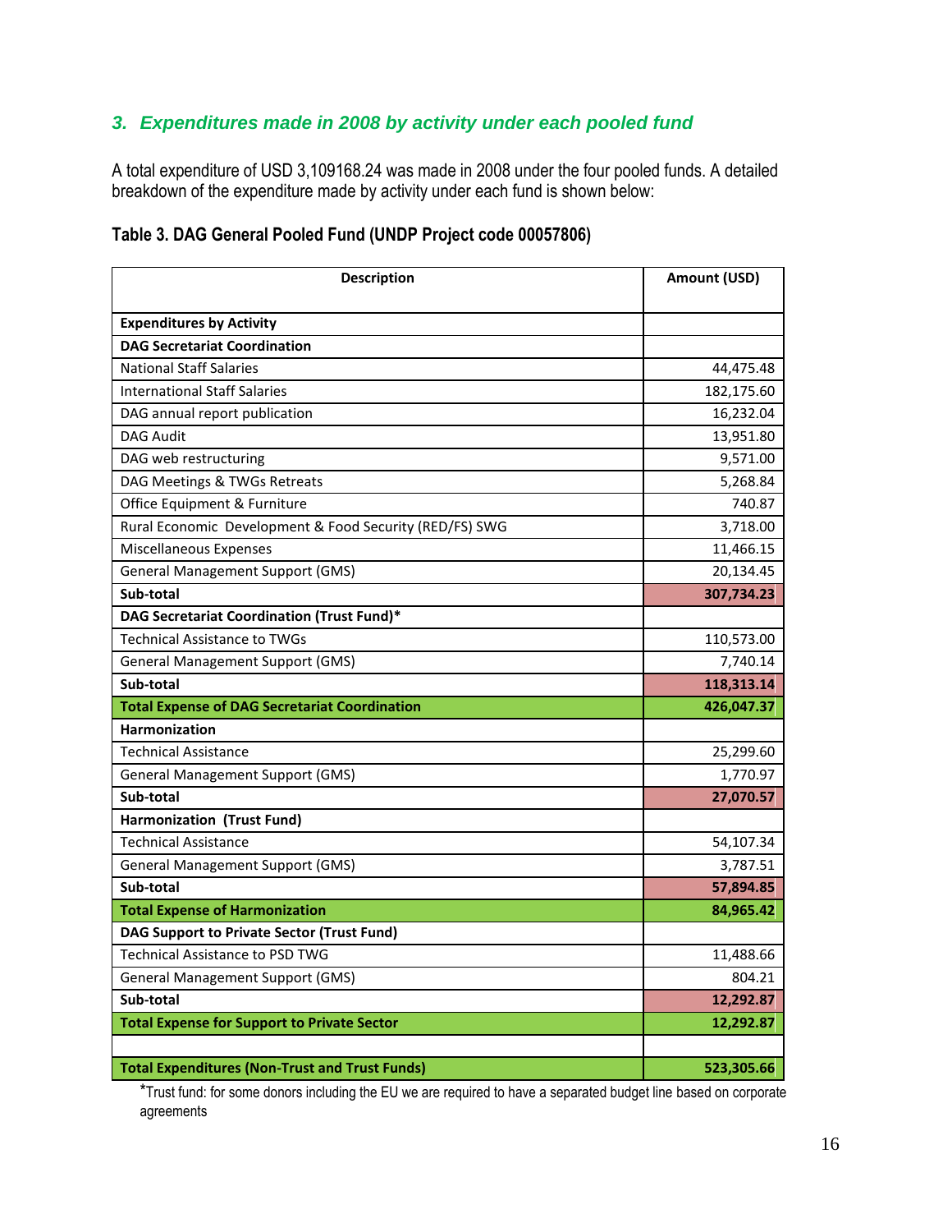### *3. Expenditures made in 2008 by activity under each pooled fund*

A total expenditure of USD 3,109168.24 was made in 2008 under the four pooled funds. A detailed breakdown of the expenditure made by activity under each fund is shown below:

**Table 3. DAG General Pooled Fund (UNDP Project code 00057806)**

| Description | Amount (USD) |
|---|---|
| **Expenditures by Activity** | |
| **DAG Secretariat Coordination** | |
| National Staff Salaries | 44,475.48 |
| International Staff Salaries | 182,175.60 |
| DAG annual report publication | 16,232.04 |
| DAG Audit | 13,951.80 |
| DAG web restructuring | 9,571.00 |
| DAG Meetings & TWGs Retreats | 5,268.84 |
| Office Equipment & Furniture | 740.87 |
| Rural Economic Development & Food Security (RED/FS) SWG | 3,718.00 |
| Miscellaneous Expenses | 11,466.15 |
| General Management Support (GMS) | 20,134.45 |
| **Sub-total** | **307,734.23** |
| **DAG Secretariat Coordination (Trust Fund)*** | |
| Technical Assistance to TWGs | 110,573.00 |
| General Management Support (GMS) | 7,740.14 |
| **Sub-total** | **118,313.14** |
| **Total Expense of DAG Secretariat Coordination** | **426,047.37** |
| **Harmonization** | |
| Technical Assistance | 25,299.60 |
| General Management Support (GMS) | 1,770.97 |
| **Sub-total** | **27,070.57** |
| **Harmonization (Trust Fund)** | |
| Technical Assistance | 54,107.34 |
| General Management Support (GMS) | 3,787.51 |
| **Sub-total** | **57,894.85** |
| **Total Expense of Harmonization** | **84,965.42** |
| **DAG Support to Private Sector (Trust Fund)** | |
| Technical Assistance to PSD TWG | 11,488.66 |
| General Management Support (GMS) | 804.21 |
| **Sub-total** | **12,292.87** |
| **Total Expense for Support to Private Sector** | **12,292.87** |
| | |
| **Total Expenditures (Non-Trust and Trust Funds)** | **523,305.66** |

*Trust fund: for some donors including the EU we are required to have a separated budget line based on corporate agreements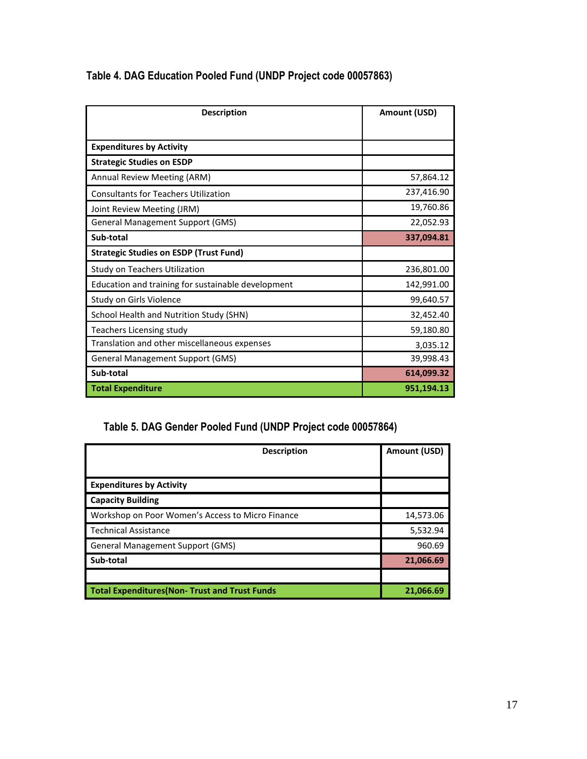### Table 4. DAG Education Pooled Fund (UNDP Project code 00057863)

| Description | Amount (USD) |
| --- | --- |
| **Expenditures by Activity** | |
| **Strategic Studies on ESDP** | |
| Annual Review Meeting (ARM) | 57,864.12 |
| Consultants for Teachers Utilization | 237,416.90 |
| Joint Review Meeting (JRM) | 19,760.86 |
| General Management Support (GMS) | 22,052.93 |
| **Sub-total** | **337,094.81** |
| **Strategic Studies on ESDP (Trust Fund)** | |
| Study on Teachers Utilization | 236,801.00 |
| Education and training for sustainable development | 142,991.00 |
| Study on Girls Violence | 99,640.57 |
| School Health and Nutrition Study (SHN) | 32,452.40 |
| Teachers Licensing study | 59,180.80 |
| Translation and other miscellaneous expenses | 3,035.12 |
| General Management Support (GMS) | 39,998.43 |
| **Sub-total** | **614,099.32** |
| **Total Expenditure** | **951,194.13** |

### Table 5. DAG Gender Pooled Fund (UNDP Project code 00057864)

| Description | Amount (USD) |
| --- | --- |
| **Expenditures by Activity** | |
| **Capacity Building** | |
| Workshop on Poor Women's Access to Micro Finance | 14,573.06 |
| Technical Assistance | 5,532.94 |
| General Management Support (GMS) | 960.69 |
| **Sub-total** | **21,066.69** |
| | |
| **Total Expenditures(Non- Trust and Trust Funds** | **21,066.69** |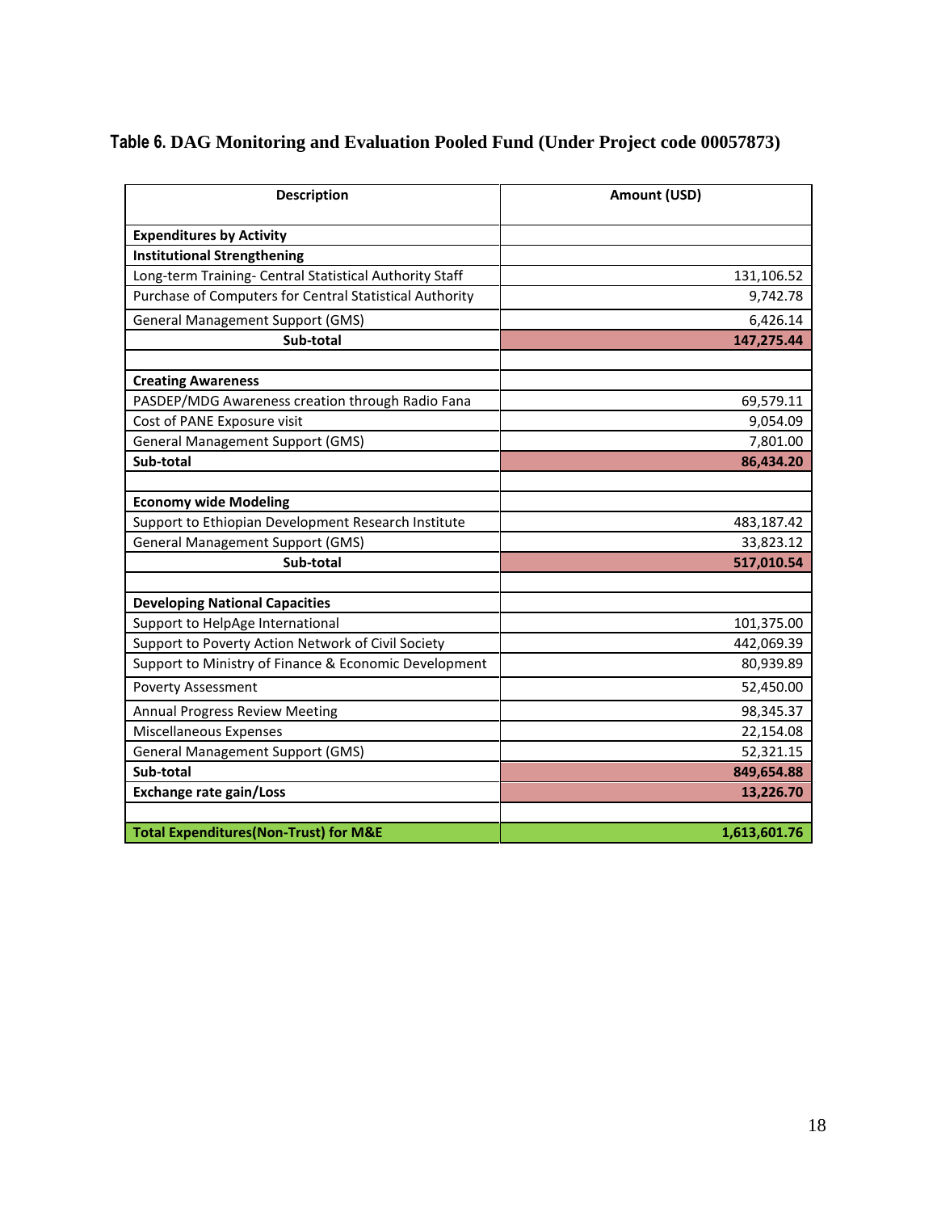**Table 6. DAG Monitoring and Evaluation Pooled Fund (Under Project code 00057873)**

| Description | Amount (USD) |
|---|---|
| **Expenditures by Activity** | |
| **Institutional Strengthening** | |
| Long-term Training- Central Statistical Authority Staff | 131,106.52 |
| Purchase of Computers for Central Statistical Authority | 9,742.78 |
| General Management Support (GMS) | 6,426.14 |
| **Sub-total** | **147,275.44** |
| | |
| **Creating Awareness** | |
| PASDEP/MDG Awareness creation through Radio Fana | 69,579.11 |
| Cost of PANE Exposure visit | 9,054.09 |
| General Management Support (GMS) | 7,801.00 |
| **Sub-total** | **86,434.20** |
| | |
| **Economy wide Modeling** | |
| Support to Ethiopian Development Research Institute | 483,187.42 |
| General Management Support (GMS) | 33,823.12 |
| **Sub-total** | **517,010.54** |
| | |
| **Developing National Capacities** | |
| Support to HelpAge International | 101,375.00 |
| Support to Poverty Action Network of Civil Society | 442,069.39 |
| Support to Ministry of Finance & Economic Development | 80,939.89 |
| Poverty Assessment | 52,450.00 |
| Annual Progress Review Meeting | 98,345.37 |
| Miscellaneous Expenses | 22,154.08 |
| General Management Support (GMS) | 52,321.15 |
| **Sub-total** | **849,654.88** |
| **Exchange rate gain/Loss** | **13,226.70** |
| | |
| **Total Expenditures(Non-Trust) for M&E** | **1,613,601.76** |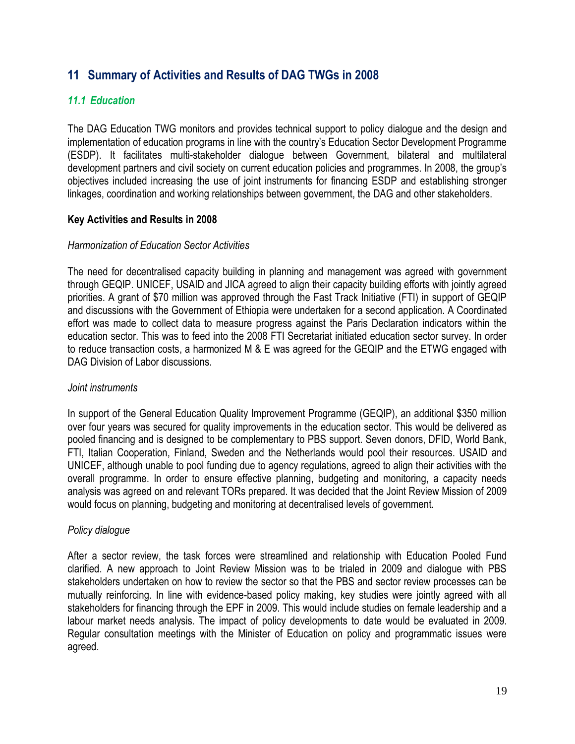# 11 Summary of Activities and Results of DAG TWGs in 2008

## *11.1 Education*

The DAG Education TWG monitors and provides technical support to policy dialogue and the design and implementation of education programs in line with the country's Education Sector Development Programme (ESDP). It facilitates multi-stakeholder dialogue between Government, bilateral and multilateral development partners and civil society on current education policies and programmes. In 2008, the group's objectives included increasing the use of joint instruments for financing ESDP and establishing stronger linkages, coordination and working relationships between government, the DAG and other stakeholders.

**Key Activities and Results in 2008**

*Harmonization of Education Sector Activities*

The need for decentralised capacity building in planning and management was agreed with government through GEQIP. UNICEF, USAID and JICA agreed to align their capacity building efforts with jointly agreed priorities. A grant of $70 million was approved through the Fast Track Initiative (FTI) in support of GEQIP and discussions with the Government of Ethiopia were undertaken for a second application. A Coordinated effort was made to collect data to measure progress against the Paris Declaration indicators within the education sector. This was to feed into the 2008 FTI Secretariat initiated education sector survey. In order to reduce transaction costs, a harmonized M & E was agreed for the GEQIP and the ETWG engaged with DAG Division of Labor discussions.

*Joint instruments*

In support of the General Education Quality Improvement Programme (GEQIP), an additional $350 million over four years was secured for quality improvements in the education sector. This would be delivered as pooled financing and is designed to be complementary to PBS support. Seven donors, DFID, World Bank, FTI, Italian Cooperation, Finland, Sweden and the Netherlands would pool their resources. USAID and UNICEF, although unable to pool funding due to agency regulations, agreed to align their activities with the overall programme. In order to ensure effective planning, budgeting and monitoring, a capacity needs analysis was agreed on and relevant TORs prepared. It was decided that the Joint Review Mission of 2009 would focus on planning, budgeting and monitoring at decentralised levels of government.

*Policy dialogue*

After a sector review, the task forces were streamlined and relationship with Education Pooled Fund clarified. A new approach to Joint Review Mission was to be trialed in 2009 and dialogue with PBS stakeholders undertaken on how to review the sector so that the PBS and sector review processes can be mutually reinforcing. In line with evidence-based policy making, key studies were jointly agreed with all stakeholders for financing through the EPF in 2009. This would include studies on female leadership and a labour market needs analysis. The impact of policy developments to date would be evaluated in 2009. Regular consultation meetings with the Minister of Education on policy and programmatic issues were agreed.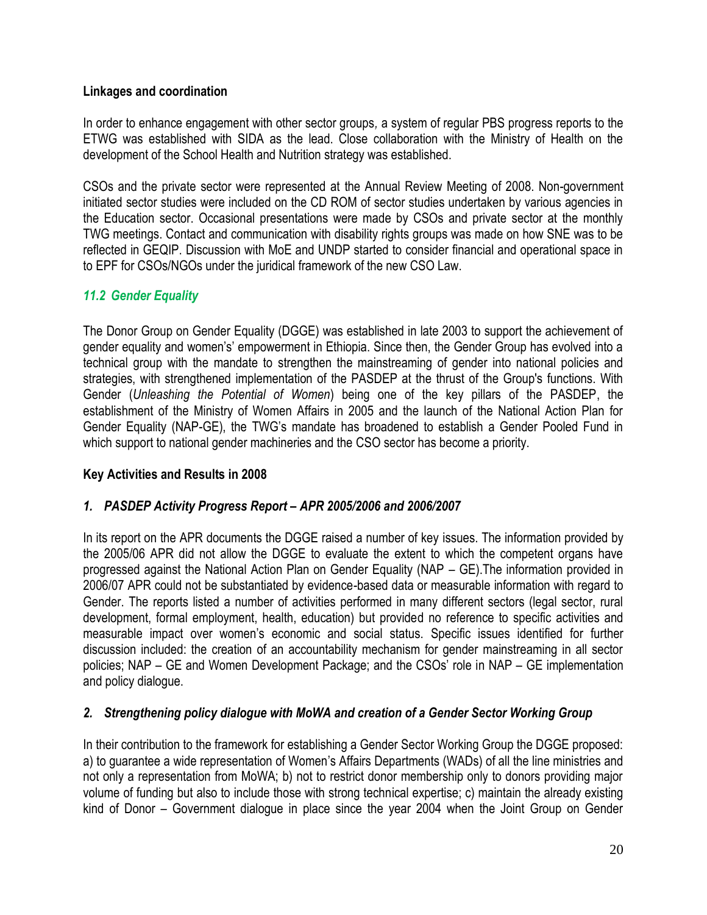**Linkages and coordination**

In order to enhance engagement with other sector groups, a system of regular PBS progress reports to the ETWG was established with SIDA as the lead. Close collaboration with the Ministry of Health on the development of the School Health and Nutrition strategy was established.

CSOs and the private sector were represented at the Annual Review Meeting of 2008. Non-government initiated sector studies were included on the CD ROM of sector studies undertaken by various agencies in the Education sector. Occasional presentations were made by CSOs and private sector at the monthly TWG meetings. Contact and communication with disability rights groups was made on how SNE was to be reflected in GEQIP. Discussion with MoE and UNDP started to consider financial and operational space in to EPF for CSOs/NGOs under the juridical framework of the new CSO Law.

### *11.2 Gender Equality*

The Donor Group on Gender Equality (DGGE) was established in late 2003 to support the achievement of gender equality and women's' empowerment in Ethiopia. Since then, the Gender Group has evolved into a technical group with the mandate to strengthen the mainstreaming of gender into national policies and strategies, with strengthened implementation of the PASDEP at the thrust of the Group's functions. With Gender (*Unleashing the Potential of Women*) being one of the key pillars of the PASDEP, the establishment of the Ministry of Women Affairs in 2005 and the launch of the National Action Plan for Gender Equality (NAP-GE), the TWG's mandate has broadened to establish a Gender Pooled Fund in which support to national gender machineries and the CSO sector has become a priority.

**Key Activities and Results in 2008**

#### *1. PASDEP Activity Progress Report – APR 2005/2006 and 2006/2007*

In its report on the APR documents the DGGE raised a number of key issues. The information provided by the 2005/06 APR did not allow the DGGE to evaluate the extent to which the competent organs have progressed against the National Action Plan on Gender Equality (NAP – GE).The information provided in 2006/07 APR could not be substantiated by evidence-based data or measurable information with regard to Gender. The reports listed a number of activities performed in many different sectors (legal sector, rural development, formal employment, health, education) but provided no reference to specific activities and measurable impact over women's economic and social status. Specific issues identified for further discussion included: the creation of an accountability mechanism for gender mainstreaming in all sector policies; NAP – GE and Women Development Package; and the CSOs' role in NAP – GE implementation and policy dialogue.

#### *2. Strengthening policy dialogue with MoWA and creation of a Gender Sector Working Group*

In their contribution to the framework for establishing a Gender Sector Working Group the DGGE proposed: a) to guarantee a wide representation of Women's Affairs Departments (WADs) of all the line ministries and not only a representation from MoWA; b) not to restrict donor membership only to donors providing major volume of funding but also to include those with strong technical expertise; c) maintain the already existing kind of Donor – Government dialogue in place since the year 2004 when the Joint Group on Gender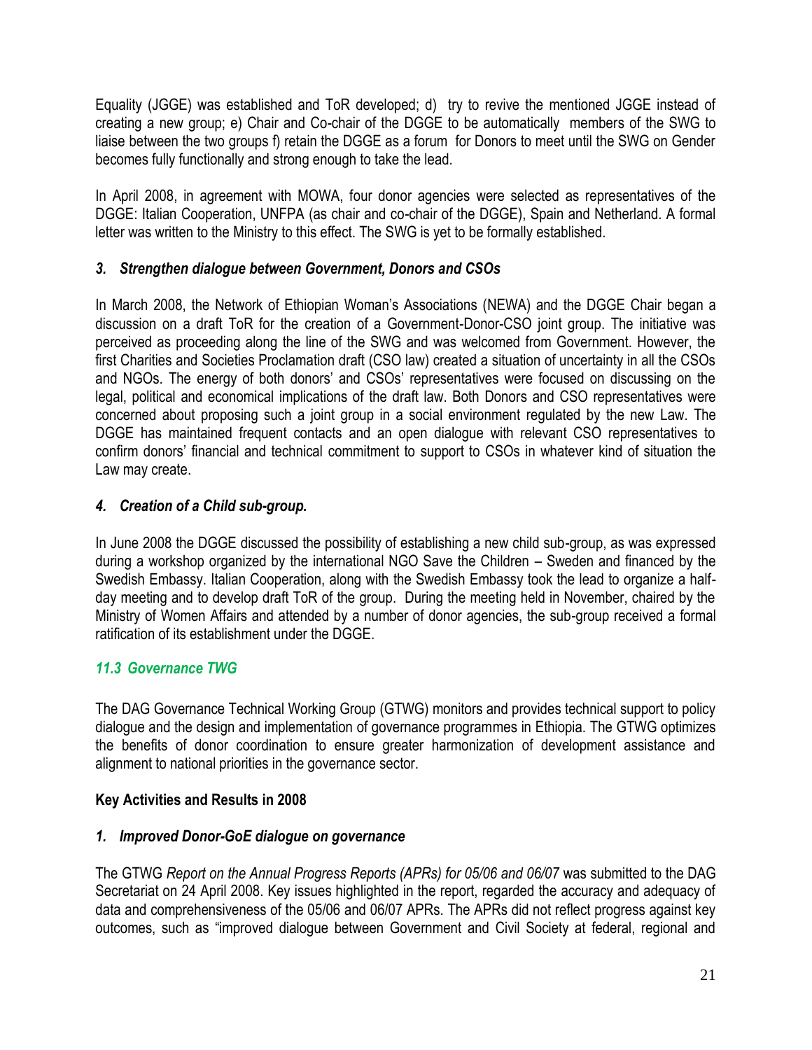Equality (JGGE) was established and ToR developed; d) try to revive the mentioned JGGE instead of creating a new group; e) Chair and Co-chair of the DGGE to be automatically members of the SWG to liaise between the two groups f) retain the DGGE as a forum for Donors to meet until the SWG on Gender becomes fully functionally and strong enough to take the lead.

In April 2008, in agreement with MOWA, four donor agencies were selected as representatives of the DGGE: Italian Cooperation, UNFPA (as chair and co-chair of the DGGE), Spain and Netherland. A formal letter was written to the Ministry to this effect. The SWG is yet to be formally established.

### *3. Strengthen dialogue between Government, Donors and CSOs*

In March 2008, the Network of Ethiopian Woman's Associations (NEWA) and the DGGE Chair began a discussion on a draft ToR for the creation of a Government-Donor-CSO joint group. The initiative was perceived as proceeding along the line of the SWG and was welcomed from Government. However, the first Charities and Societies Proclamation draft (CSO law) created a situation of uncertainty in all the CSOs and NGOs. The energy of both donors' and CSOs' representatives were focused on discussing on the legal, political and economical implications of the draft law. Both Donors and CSO representatives were concerned about proposing such a joint group in a social environment regulated by the new Law. The DGGE has maintained frequent contacts and an open dialogue with relevant CSO representatives to confirm donors' financial and technical commitment to support to CSOs in whatever kind of situation the Law may create.

### *4. Creation of a Child sub-group.*

In June 2008 the DGGE discussed the possibility of establishing a new child sub-group, as was expressed during a workshop organized by the international NGO Save the Children – Sweden and financed by the Swedish Embassy. Italian Cooperation, along with the Swedish Embassy took the lead to organize a half-day meeting and to develop draft ToR of the group. During the meeting held in November, chaired by the Ministry of Women Affairs and attended by a number of donor agencies, the sub-group received a formal ratification of its establishment under the DGGE.

## *11.3 Governance TWG*

The DAG Governance Technical Working Group (GTWG) monitors and provides technical support to policy dialogue and the design and implementation of governance programmes in Ethiopia. The GTWG optimizes the benefits of donor coordination to ensure greater harmonization of development assistance and alignment to national priorities in the governance sector.

### **Key Activities and Results in 2008**

### *1. Improved Donor-GoE dialogue on governance*

The GTWG *Report on the Annual Progress Reports (APRs) for 05/06 and 06/07* was submitted to the DAG Secretariat on 24 April 2008. Key issues highlighted in the report, regarded the accuracy and adequacy of data and comprehensiveness of the 05/06 and 06/07 APRs. The APRs did not reflect progress against key outcomes, such as "improved dialogue between Government and Civil Society at federal, regional and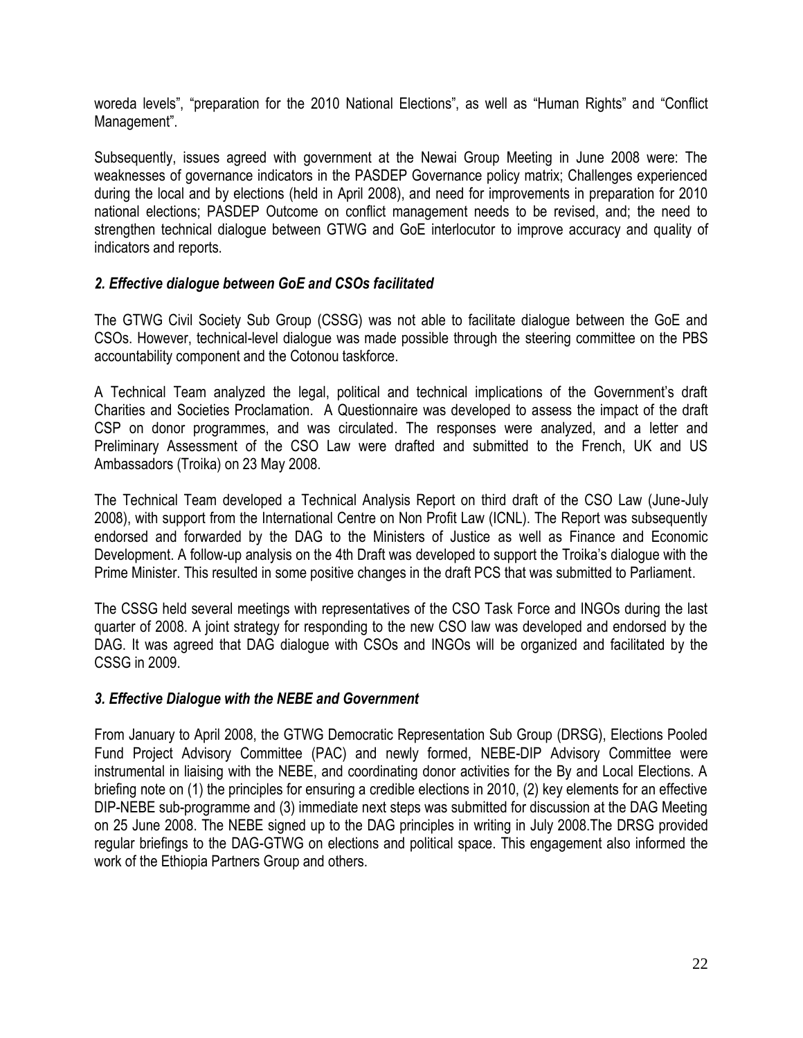woreda levels", "preparation for the 2010 National Elections", as well as "Human Rights" and "Conflict Management".

Subsequently, issues agreed with government at the Newai Group Meeting in June 2008 were: The weaknesses of governance indicators in the PASDEP Governance policy matrix; Challenges experienced during the local and by elections (held in April 2008), and need for improvements in preparation for 2010 national elections; PASDEP Outcome on conflict management needs to be revised, and; the need to strengthen technical dialogue between GTWG and GoE interlocutor to improve accuracy and quality of indicators and reports.

### *2. Effective dialogue between GoE and CSOs facilitated*

The GTWG Civil Society Sub Group (CSSG) was not able to facilitate dialogue between the GoE and CSOs. However, technical-level dialogue was made possible through the steering committee on the PBS accountability component and the Cotonou taskforce.

A Technical Team analyzed the legal, political and technical implications of the Government's draft Charities and Societies Proclamation. A Questionnaire was developed to assess the impact of the draft CSP on donor programmes, and was circulated. The responses were analyzed, and a letter and Preliminary Assessment of the CSO Law were drafted and submitted to the French, UK and US Ambassadors (Troika) on 23 May 2008.

The Technical Team developed a Technical Analysis Report on third draft of the CSO Law (June-July 2008), with support from the International Centre on Non Profit Law (ICNL). The Report was subsequently endorsed and forwarded by the DAG to the Ministers of Justice as well as Finance and Economic Development. A follow-up analysis on the 4th Draft was developed to support the Troika's dialogue with the Prime Minister. This resulted in some positive changes in the draft PCS that was submitted to Parliament.

The CSSG held several meetings with representatives of the CSO Task Force and INGOs during the last quarter of 2008. A joint strategy for responding to the new CSO law was developed and endorsed by the DAG. It was agreed that DAG dialogue with CSOs and INGOs will be organized and facilitated by the CSSG in 2009.

### *3. Effective Dialogue with the NEBE and Government*

From January to April 2008, the GTWG Democratic Representation Sub Group (DRSG), Elections Pooled Fund Project Advisory Committee (PAC) and newly formed, NEBE-DIP Advisory Committee were instrumental in liaising with the NEBE, and coordinating donor activities for the By and Local Elections. A briefing note on (1) the principles for ensuring a credible elections in 2010, (2) key elements for an effective DIP-NEBE sub-programme and (3) immediate next steps was submitted for discussion at the DAG Meeting on 25 June 2008. The NEBE signed up to the DAG principles in writing in July 2008.The DRSG provided regular briefings to the DAG-GTWG on elections and political space. This engagement also informed the work of the Ethiopia Partners Group and others.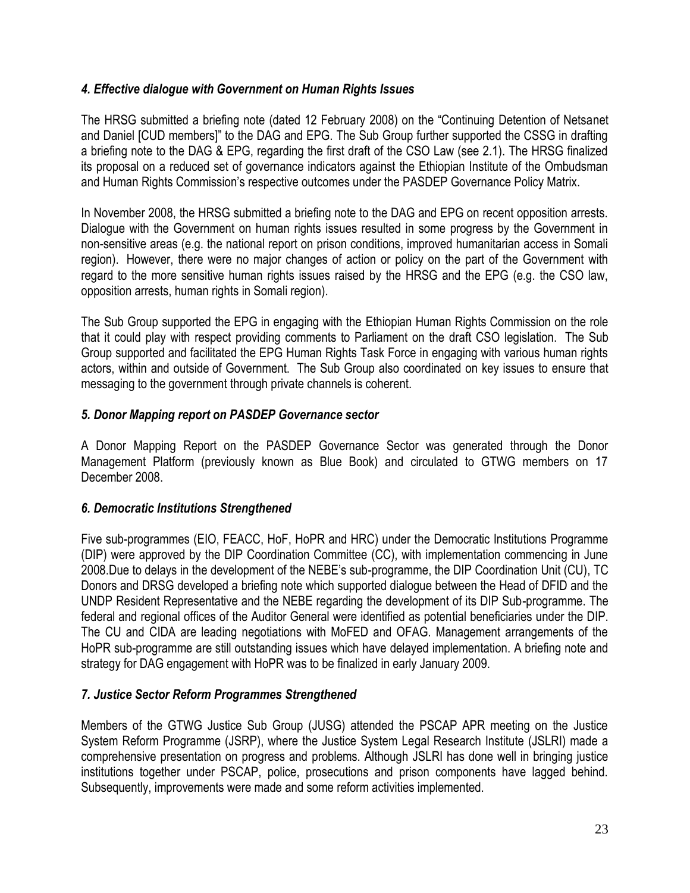### *4. Effective dialogue with Government on Human Rights Issues*

The HRSG submitted a briefing note (dated 12 February 2008) on the "Continuing Detention of Netsanet and Daniel [CUD members]" to the DAG and EPG. The Sub Group further supported the CSSG in drafting a briefing note to the DAG & EPG, regarding the first draft of the CSO Law (see 2.1). The HRSG finalized its proposal on a reduced set of governance indicators against the Ethiopian Institute of the Ombudsman and Human Rights Commission's respective outcomes under the PASDEP Governance Policy Matrix.

In November 2008, the HRSG submitted a briefing note to the DAG and EPG on recent opposition arrests. Dialogue with the Government on human rights issues resulted in some progress by the Government in non-sensitive areas (e.g. the national report on prison conditions, improved humanitarian access in Somali region). However, there were no major changes of action or policy on the part of the Government with regard to the more sensitive human rights issues raised by the HRSG and the EPG (e.g. the CSO law, opposition arrests, human rights in Somali region).

The Sub Group supported the EPG in engaging with the Ethiopian Human Rights Commission on the role that it could play with respect providing comments to Parliament on the draft CSO legislation. The Sub Group supported and facilitated the EPG Human Rights Task Force in engaging with various human rights actors, within and outside of Government. The Sub Group also coordinated on key issues to ensure that messaging to the government through private channels is coherent.

### *5. Donor Mapping report on PASDEP Governance sector*

A Donor Mapping Report on the PASDEP Governance Sector was generated through the Donor Management Platform (previously known as Blue Book) and circulated to GTWG members on 17 December 2008.

### *6. Democratic Institutions Strengthened*

Five sub-programmes (EIO, FEACC, HoF, HoPR and HRC) under the Democratic Institutions Programme (DIP) were approved by the DIP Coordination Committee (CC), with implementation commencing in June 2008.Due to delays in the development of the NEBE's sub-programme, the DIP Coordination Unit (CU), TC Donors and DRSG developed a briefing note which supported dialogue between the Head of DFID and the UNDP Resident Representative and the NEBE regarding the development of its DIP Sub-programme. The federal and regional offices of the Auditor General were identified as potential beneficiaries under the DIP. The CU and CIDA are leading negotiations with MoFED and OFAG. Management arrangements of the HoPR sub-programme are still outstanding issues which have delayed implementation. A briefing note and strategy for DAG engagement with HoPR was to be finalized in early January 2009.

### *7. Justice Sector Reform Programmes Strengthened*

Members of the GTWG Justice Sub Group (JUSG) attended the PSCAP APR meeting on the Justice System Reform Programme (JSRP), where the Justice System Legal Research Institute (JSLRI) made a comprehensive presentation on progress and problems. Although JSLRI has done well in bringing justice institutions together under PSCAP, police, prosecutions and prison components have lagged behind. Subsequently, improvements were made and some reform activities implemented.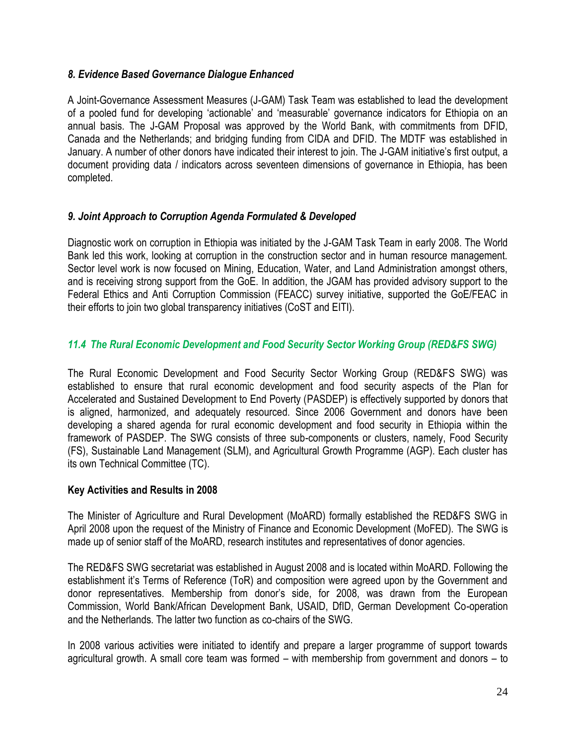### *8. Evidence Based Governance Dialogue Enhanced*

A Joint-Governance Assessment Measures (J-GAM) Task Team was established to lead the development of a pooled fund for developing 'actionable' and 'measurable' governance indicators for Ethiopia on an annual basis. The J-GAM Proposal was approved by the World Bank, with commitments from DFID, Canada and the Netherlands; and bridging funding from CIDA and DFID. The MDTF was established in January. A number of other donors have indicated their interest to join. The J-GAM initiative's first output, a document providing data / indicators across seventeen dimensions of governance in Ethiopia, has been completed.

### *9. Joint Approach to Corruption Agenda Formulated & Developed*

Diagnostic work on corruption in Ethiopia was initiated by the J-GAM Task Team in early 2008. The World Bank led this work, looking at corruption in the construction sector and in human resource management. Sector level work is now focused on Mining, Education, Water, and Land Administration amongst others, and is receiving strong support from the GoE. In addition, the JGAM has provided advisory support to the Federal Ethics and Anti Corruption Commission (FEACC) survey initiative, supported the GoE/FEAC in their efforts to join two global transparency initiatives (CoST and EITI).

## *11.4 The Rural Economic Development and Food Security Sector Working Group (RED&FS SWG)*

The Rural Economic Development and Food Security Sector Working Group (RED&FS SWG) was established to ensure that rural economic development and food security aspects of the Plan for Accelerated and Sustained Development to End Poverty (PASDEP) is effectively supported by donors that is aligned, harmonized, and adequately resourced. Since 2006 Government and donors have been developing a shared agenda for rural economic development and food security in Ethiopia within the framework of PASDEP. The SWG consists of three sub-components or clusters, namely, Food Security (FS), Sustainable Land Management (SLM), and Agricultural Growth Programme (AGP). Each cluster has its own Technical Committee (TC).

### **Key Activities and Results in 2008**

The Minister of Agriculture and Rural Development (MoARD) formally established the RED&FS SWG in April 2008 upon the request of the Ministry of Finance and Economic Development (MoFED). The SWG is made up of senior staff of the MoARD, research institutes and representatives of donor agencies.

The RED&FS SWG secretariat was established in August 2008 and is located within MoARD. Following the establishment it's Terms of Reference (ToR) and composition were agreed upon by the Government and donor representatives. Membership from donor's side, for 2008, was drawn from the European Commission, World Bank/African Development Bank, USAID, DfID, German Development Co-operation and the Netherlands. The latter two function as co-chairs of the SWG.

In 2008 various activities were initiated to identify and prepare a larger programme of support towards agricultural growth. A small core team was formed – with membership from government and donors – to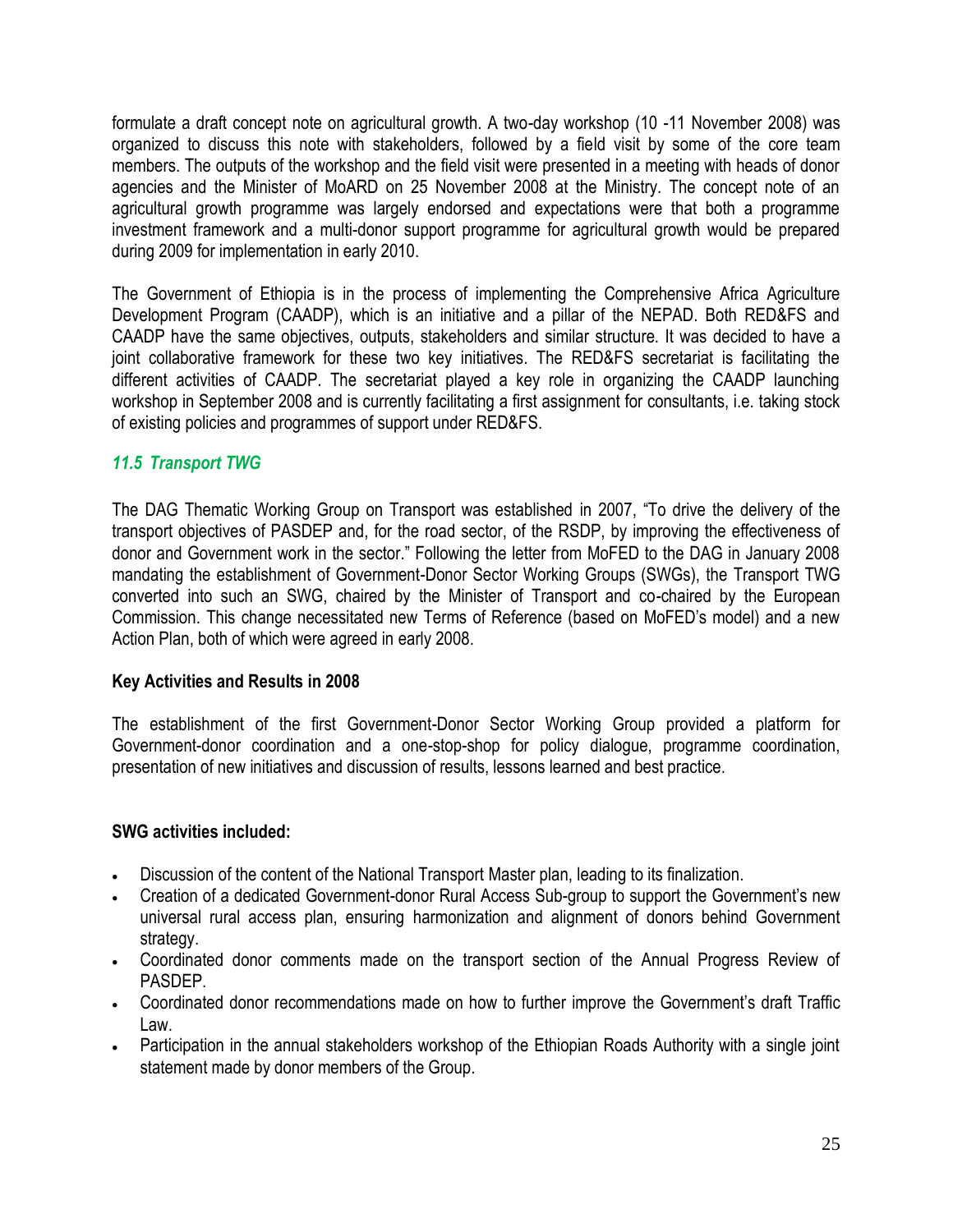formulate a draft concept note on agricultural growth. A two-day workshop (10 -11 November 2008) was organized to discuss this note with stakeholders, followed by a field visit by some of the core team members. The outputs of the workshop and the field visit were presented in a meeting with heads of donor agencies and the Minister of MoARD on 25 November 2008 at the Ministry. The concept note of an agricultural growth programme was largely endorsed and expectations were that both a programme investment framework and a multi-donor support programme for agricultural growth would be prepared during 2009 for implementation in early 2010.

The Government of Ethiopia is in the process of implementing the Comprehensive Africa Agriculture Development Program (CAADP), which is an initiative and a pillar of the NEPAD. Both RED&FS and CAADP have the same objectives, outputs, stakeholders and similar structure. It was decided to have a joint collaborative framework for these two key initiatives. The RED&FS secretariat is facilitating the different activities of CAADP. The secretariat played a key role in organizing the CAADP launching workshop in September 2008 and is currently facilitating a first assignment for consultants, i.e. taking stock of existing policies and programmes of support under RED&FS.

### *11.5 Transport TWG*

The DAG Thematic Working Group on Transport was established in 2007, "To drive the delivery of the transport objectives of PASDEP and, for the road sector, of the RSDP, by improving the effectiveness of donor and Government work in the sector." Following the letter from MoFED to the DAG in January 2008 mandating the establishment of Government-Donor Sector Working Groups (SWGs), the Transport TWG converted into such an SWG, chaired by the Minister of Transport and co-chaired by the European Commission. This change necessitated new Terms of Reference (based on MoFED's model) and a new Action Plan, both of which were agreed in early 2008.

**Key Activities and Results in 2008**

The establishment of the first Government-Donor Sector Working Group provided a platform for Government-donor coordination and a one-stop-shop for policy dialogue, programme coordination, presentation of new initiatives and discussion of results, lessons learned and best practice.

**SWG activities included:**

- Discussion of the content of the National Transport Master plan, leading to its finalization.
- Creation of a dedicated Government-donor Rural Access Sub-group to support the Government's new universal rural access plan, ensuring harmonization and alignment of donors behind Government strategy.
- Coordinated donor comments made on the transport section of the Annual Progress Review of PASDEP.
- Coordinated donor recommendations made on how to further improve the Government's draft Traffic Law.
- Participation in the annual stakeholders workshop of the Ethiopian Roads Authority with a single joint statement made by donor members of the Group.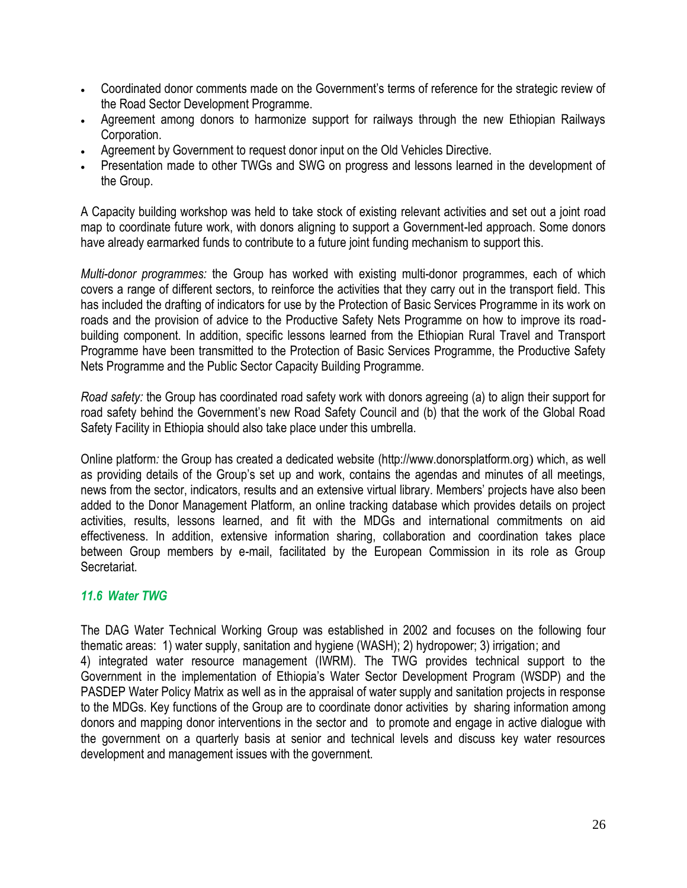- Coordinated donor comments made on the Government's terms of reference for the strategic review of the Road Sector Development Programme.
- Agreement among donors to harmonize support for railways through the new Ethiopian Railways Corporation.
- Agreement by Government to request donor input on the Old Vehicles Directive.
- Presentation made to other TWGs and SWG on progress and lessons learned in the development of the Group.

A Capacity building workshop was held to take stock of existing relevant activities and set out a joint road map to coordinate future work, with donors aligning to support a Government-led approach. Some donors have already earmarked funds to contribute to a future joint funding mechanism to support this.

*Multi-donor programmes:* the Group has worked with existing multi-donor programmes, each of which covers a range of different sectors, to reinforce the activities that they carry out in the transport field. This has included the drafting of indicators for use by the Protection of Basic Services Programme in its work on roads and the provision of advice to the Productive Safety Nets Programme on how to improve its road-building component. In addition, specific lessons learned from the Ethiopian Rural Travel and Transport Programme have been transmitted to the Protection of Basic Services Programme, the Productive Safety Nets Programme and the Public Sector Capacity Building Programme.

*Road safety:* the Group has coordinated road safety work with donors agreeing (a) to align their support for road safety behind the Government's new Road Safety Council and (b) that the work of the Global Road Safety Facility in Ethiopia should also take place under this umbrella.

Online platform*:* the Group has created a dedicated website (http://www.donorsplatform.org) which, as well as providing details of the Group's set up and work, contains the agendas and minutes of all meetings, news from the sector, indicators, results and an extensive virtual library. Members' projects have also been added to the Donor Management Platform, an online tracking database which provides details on project activities, results, lessons learned, and fit with the MDGs and international commitments on aid effectiveness. In addition, extensive information sharing, collaboration and coordination takes place between Group members by e-mail, facilitated by the European Commission in its role as Group Secretariat.

### *11.6 Water TWG*

The DAG Water Technical Working Group was established in 2002 and focuses on the following four thematic areas: 1) water supply, sanitation and hygiene (WASH); 2) hydropower; 3) irrigation; and 4) integrated water resource management (IWRM). The TWG provides technical support to the Government in the implementation of Ethiopia's Water Sector Development Program (WSDP) and the PASDEP Water Policy Matrix as well as in the appraisal of water supply and sanitation projects in response to the MDGs. Key functions of the Group are to coordinate donor activities by sharing information among donors and mapping donor interventions in the sector and to promote and engage in active dialogue with the government on a quarterly basis at senior and technical levels and discuss key water resources development and management issues with the government.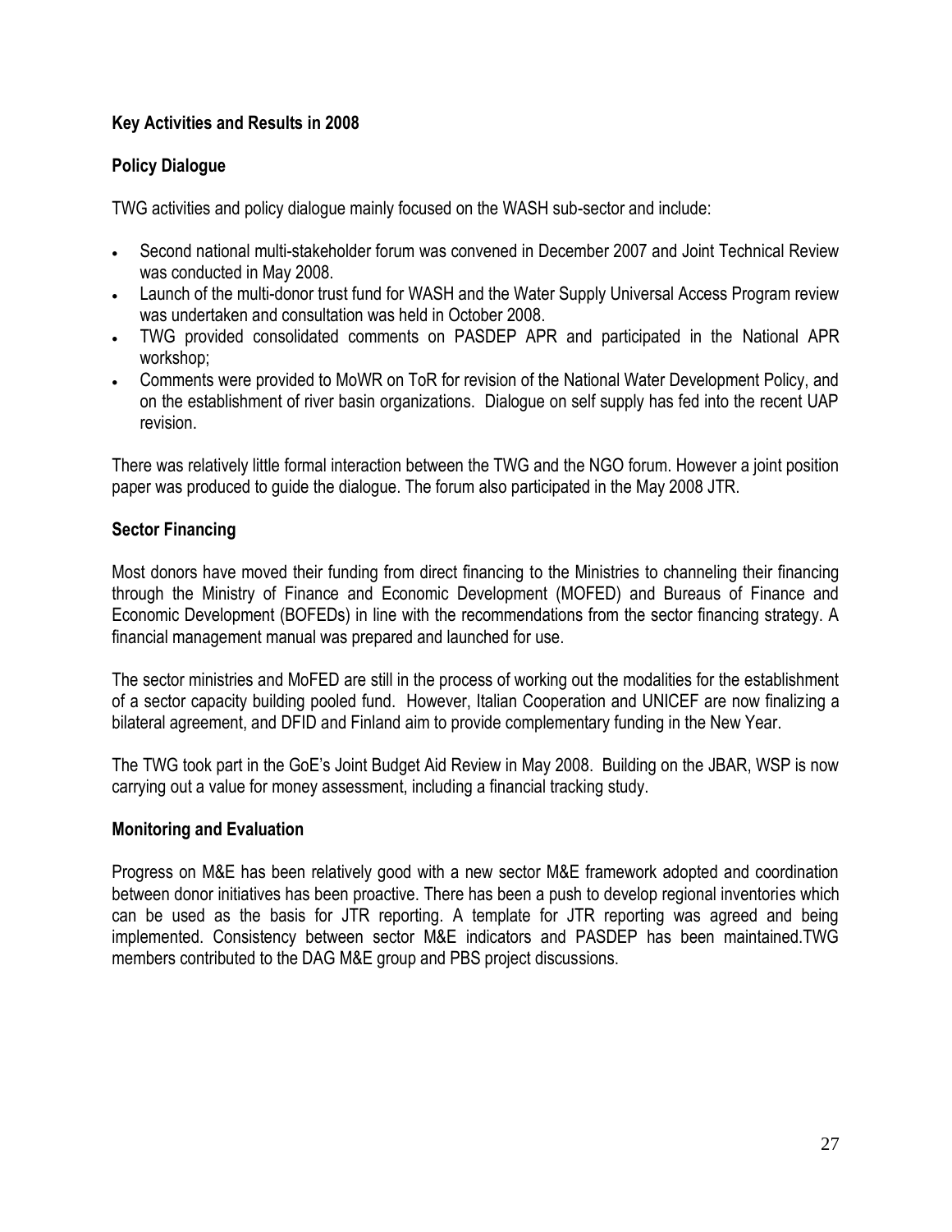### Key Activities and Results in 2008

#### Policy Dialogue

TWG activities and policy dialogue mainly focused on the WASH sub-sector and include:

- Second national multi-stakeholder forum was convened in December 2007 and Joint Technical Review was conducted in May 2008.
- Launch of the multi-donor trust fund for WASH and the Water Supply Universal Access Program review was undertaken and consultation was held in October 2008.
- TWG provided consolidated comments on PASDEP APR and participated in the National APR workshop;
- Comments were provided to MoWR on ToR for revision of the National Water Development Policy, and on the establishment of river basin organizations. Dialogue on self supply has fed into the recent UAP revision.

There was relatively little formal interaction between the TWG and the NGO forum. However a joint position paper was produced to guide the dialogue. The forum also participated in the May 2008 JTR.

#### Sector Financing

Most donors have moved their funding from direct financing to the Ministries to channeling their financing through the Ministry of Finance and Economic Development (MOFED) and Bureaus of Finance and Economic Development (BOFEDs) in line with the recommendations from the sector financing strategy. A financial management manual was prepared and launched for use.

The sector ministries and MoFED are still in the process of working out the modalities for the establishment of a sector capacity building pooled fund. However, Italian Cooperation and UNICEF are now finalizing a bilateral agreement, and DFID and Finland aim to provide complementary funding in the New Year.

The TWG took part in the GoE's Joint Budget Aid Review in May 2008. Building on the JBAR, WSP is now carrying out a value for money assessment, including a financial tracking study.

#### Monitoring and Evaluation

Progress on M&E has been relatively good with a new sector M&E framework adopted and coordination between donor initiatives has been proactive. There has been a push to develop regional inventories which can be used as the basis for JTR reporting. A template for JTR reporting was agreed and being implemented. Consistency between sector M&E indicators and PASDEP has been maintained.TWG members contributed to the DAG M&E group and PBS project discussions.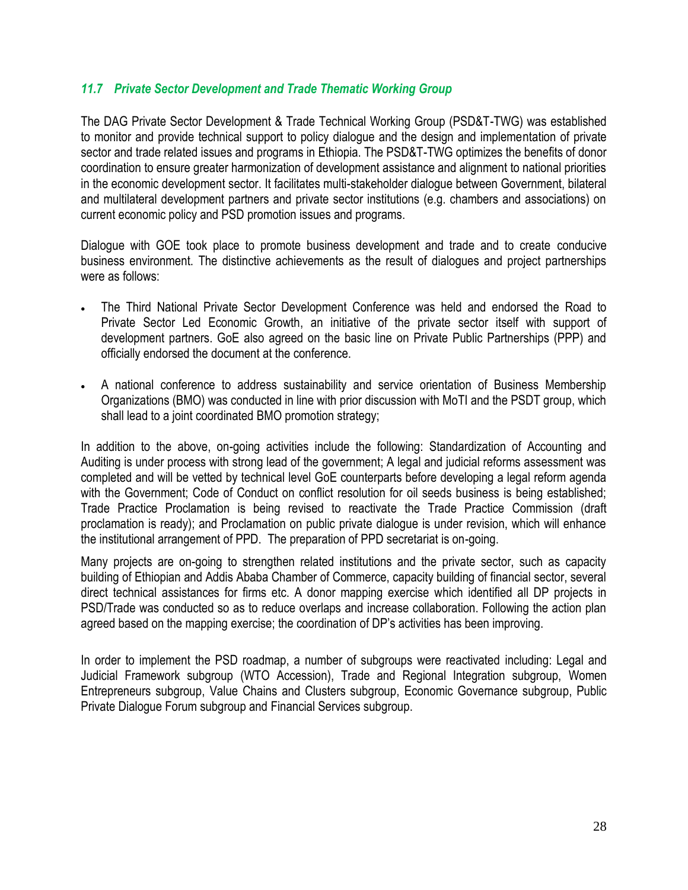### *11.7 Private Sector Development and Trade Thematic Working Group*

The DAG Private Sector Development & Trade Technical Working Group (PSD&T-TWG) was established to monitor and provide technical support to policy dialogue and the design and implementation of private sector and trade related issues and programs in Ethiopia. The PSD&T-TWG optimizes the benefits of donor coordination to ensure greater harmonization of development assistance and alignment to national priorities in the economic development sector. It facilitates multi-stakeholder dialogue between Government, bilateral and multilateral development partners and private sector institutions (e.g. chambers and associations) on current economic policy and PSD promotion issues and programs.

Dialogue with GOE took place to promote business development and trade and to create conducive business environment. The distinctive achievements as the result of dialogues and project partnerships were as follows:

- The Third National Private Sector Development Conference was held and endorsed the Road to Private Sector Led Economic Growth, an initiative of the private sector itself with support of development partners. GoE also agreed on the basic line on Private Public Partnerships (PPP) and officially endorsed the document at the conference.
- A national conference to address sustainability and service orientation of Business Membership Organizations (BMO) was conducted in line with prior discussion with MoTI and the PSDT group, which shall lead to a joint coordinated BMO promotion strategy;

In addition to the above, on-going activities include the following: Standardization of Accounting and Auditing is under process with strong lead of the government; A legal and judicial reforms assessment was completed and will be vetted by technical level GoE counterparts before developing a legal reform agenda with the Government; Code of Conduct on conflict resolution for oil seeds business is being established; Trade Practice Proclamation is being revised to reactivate the Trade Practice Commission (draft proclamation is ready); and Proclamation on public private dialogue is under revision, which will enhance the institutional arrangement of PPD. The preparation of PPD secretariat is on-going.

Many projects are on-going to strengthen related institutions and the private sector, such as capacity building of Ethiopian and Addis Ababa Chamber of Commerce, capacity building of financial sector, several direct technical assistances for firms etc. A donor mapping exercise which identified all DP projects in PSD/Trade was conducted so as to reduce overlaps and increase collaboration. Following the action plan agreed based on the mapping exercise; the coordination of DP's activities has been improving.

In order to implement the PSD roadmap, a number of subgroups were reactivated including: Legal and Judicial Framework subgroup (WTO Accession), Trade and Regional Integration subgroup, Women Entrepreneurs subgroup, Value Chains and Clusters subgroup, Economic Governance subgroup, Public Private Dialogue Forum subgroup and Financial Services subgroup.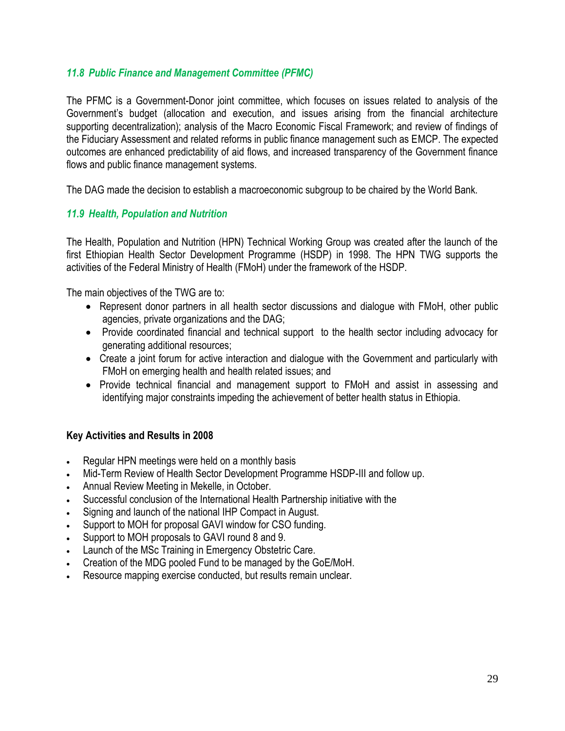### *11.8 Public Finance and Management Committee (PFMC)*

The PFMC is a Government-Donor joint committee, which focuses on issues related to analysis of the Government's budget (allocation and execution, and issues arising from the financial architecture supporting decentralization); analysis of the Macro Economic Fiscal Framework; and review of findings of the Fiduciary Assessment and related reforms in public finance management such as EMCP. The expected outcomes are enhanced predictability of aid flows, and increased transparency of the Government finance flows and public finance management systems.

The DAG made the decision to establish a macroeconomic subgroup to be chaired by the World Bank.

### *11.9 Health, Population and Nutrition*

The Health, Population and Nutrition (HPN) Technical Working Group was created after the launch of the first Ethiopian Health Sector Development Programme (HSDP) in 1998. The HPN TWG supports the activities of the Federal Ministry of Health (FMoH) under the framework of the HSDP.

The main objectives of the TWG are to:

- Represent donor partners in all health sector discussions and dialogue with FMoH, other public agencies, private organizations and the DAG;
- Provide coordinated financial and technical support to the health sector including advocacy for generating additional resources;
- Create a joint forum for active interaction and dialogue with the Government and particularly with FMoH on emerging health and health related issues; and
- Provide technical financial and management support to FMoH and assist in assessing and identifying major constraints impeding the achievement of better health status in Ethiopia.

**Key Activities and Results in 2008**

- Regular HPN meetings were held on a monthly basis
- Mid-Term Review of Health Sector Development Programme HSDP-III and follow up.
- Annual Review Meeting in Mekelle, in October.
- Successful conclusion of the International Health Partnership initiative with the
- Signing and launch of the national IHP Compact in August.
- Support to MOH for proposal GAVI window for CSO funding.
- Support to MOH proposals to GAVI round 8 and 9.
- Launch of the MSc Training in Emergency Obstetric Care.
- Creation of the MDG pooled Fund to be managed by the GoE/MoH.
- Resource mapping exercise conducted, but results remain unclear.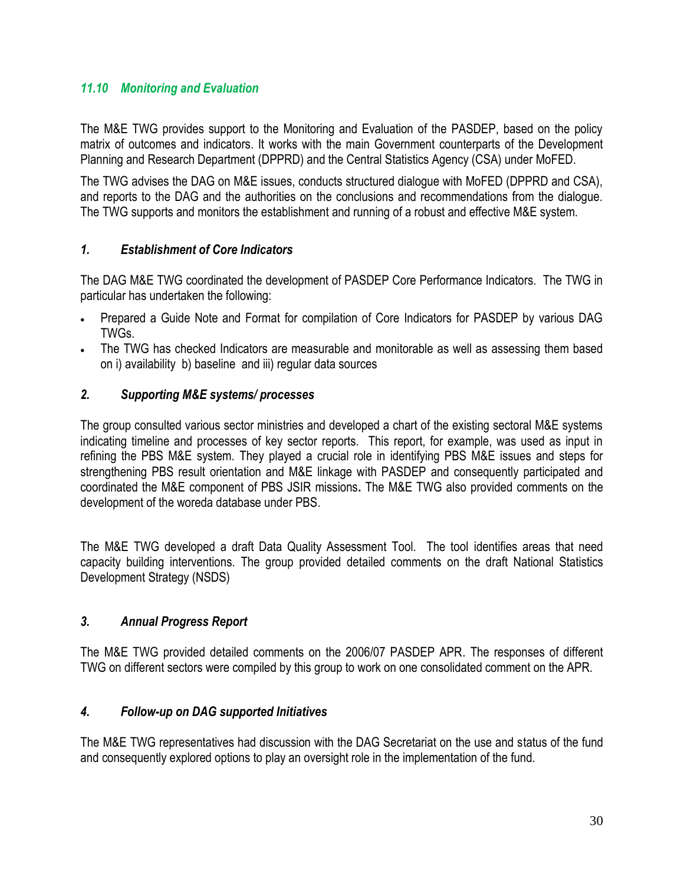### *11.10 Monitoring and Evaluation*

The M&E TWG provides support to the Monitoring and Evaluation of the PASDEP, based on the policy matrix of outcomes and indicators. It works with the main Government counterparts of the Development Planning and Research Department (DPPRD) and the Central Statistics Agency (CSA) under MoFED.

The TWG advises the DAG on M&E issues, conducts structured dialogue with MoFED (DPPRD and CSA), and reports to the DAG and the authorities on the conclusions and recommendations from the dialogue. The TWG supports and monitors the establishment and running of a robust and effective M&E system.

#### *1. Establishment of Core Indicators*

The DAG M&E TWG coordinated the development of PASDEP Core Performance Indicators. The TWG in particular has undertaken the following:

- Prepared a Guide Note and Format for compilation of Core Indicators for PASDEP by various DAG TWGs.
- The TWG has checked Indicators are measurable and monitorable as well as assessing them based on i) availability b) baseline and iii) regular data sources

#### *2. Supporting M&E systems/ processes*

The group consulted various sector ministries and developed a chart of the existing sectoral M&E systems indicating timeline and processes of key sector reports. This report, for example, was used as input in refining the PBS M&E system. They played a crucial role in identifying PBS M&E issues and steps for strengthening PBS result orientation and M&E linkage with PASDEP and consequently participated and coordinated the M&E component of PBS JSIR missions. The M&E TWG also provided comments on the development of the woreda database under PBS.

The M&E TWG developed a draft Data Quality Assessment Tool. The tool identifies areas that need capacity building interventions. The group provided detailed comments on the draft National Statistics Development Strategy (NSDS)

#### *3. Annual Progress Report*

The M&E TWG provided detailed comments on the 2006/07 PASDEP APR. The responses of different TWG on different sectors were compiled by this group to work on one consolidated comment on the APR.

#### *4. Follow-up on DAG supported Initiatives*

The M&E TWG representatives had discussion with the DAG Secretariat on the use and status of the fund and consequently explored options to play an oversight role in the implementation of the fund.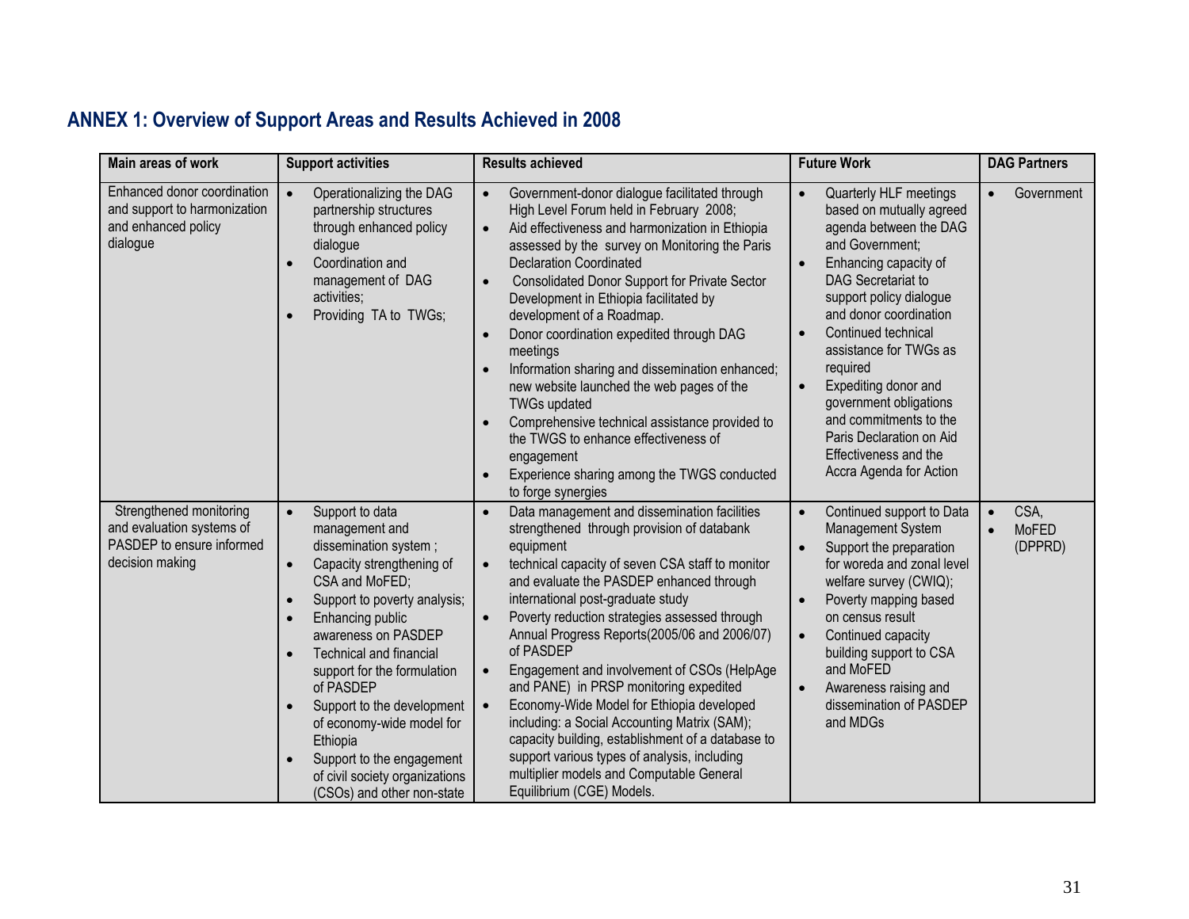## ANNEX 1: Overview of Support Areas and Results Achieved in 2008

| Main areas of work | Support activities | Results achieved | Future Work | DAG Partners |
|---|---|---|---|---|
| Enhanced donor coordination and support to harmonization and enhanced policy dialogue | • Operationalizing the DAG partnership structures through enhanced policy dialogue<br>• Coordination and management of DAG activities;<br>• Providing TA to TWGs; | • Government-donor dialogue facilitated through High Level Forum held in February 2008;<br>• Aid effectiveness and harmonization in Ethiopia assessed by the survey on Monitoring the Paris Declaration Coordinated<br>• Consolidated Donor Support for Private Sector Development in Ethiopia facilitated by development of a Roadmap.<br>• Donor coordination expedited through DAG meetings<br>• Information sharing and dissemination enhanced; new website launched the web pages of the TWGs updated<br>• Comprehensive technical assistance provided to the TWGS to enhance effectiveness of engagement<br>• Experience sharing among the TWGS conducted to forge synergies | • Quarterly HLF meetings based on mutually agreed agenda between the DAG and Government;<br>• Enhancing capacity of DAG Secretariat to support policy dialogue and donor coordination<br>• Continued technical assistance for TWGs as required<br>• Expediting donor and government obligations and commitments to the Paris Declaration on Aid Effectiveness and the Accra Agenda for Action | • Government |
| Strengthened monitoring and evaluation systems of PASDEP to ensure informed decision making | • Support to data management and dissemination system ;<br>• Capacity strengthening of CSA and MoFED;<br>• Support to poverty analysis;<br>• Enhancing public awareness on PASDEP<br>• Technical and financial support for the formulation of PASDEP<br>• Support to the development of economy-wide model for Ethiopia<br>• Support to the engagement of civil society organizations (CSOs) and other non-state | • Data management and dissemination facilities strengthened through provision of databank equipment<br>• technical capacity of seven CSA staff to monitor and evaluate the PASDEP enhanced through international post-graduate study<br>• Poverty reduction strategies assessed through Annual Progress Reports(2005/06 and 2006/07) of PASDEP<br>• Engagement and involvement of CSOs (HelpAge and PANE) in PRSP monitoring expedited<br>• Economy-Wide Model for Ethiopia developed including: a Social Accounting Matrix (SAM); capacity building, establishment of a database to support various types of analysis, including multiplier models and Computable General Equilibrium (CGE) Models. | • Continued support to Data Management System<br>• Support the preparation for woreda and zonal level welfare survey (CWIQ);<br>• Poverty mapping based on census result<br>• Continued capacity building support to CSA and MoFED<br>• Awareness raising and dissemination of PASDEP and MDGs | • CSA,<br>• MoFED (DPPRD) |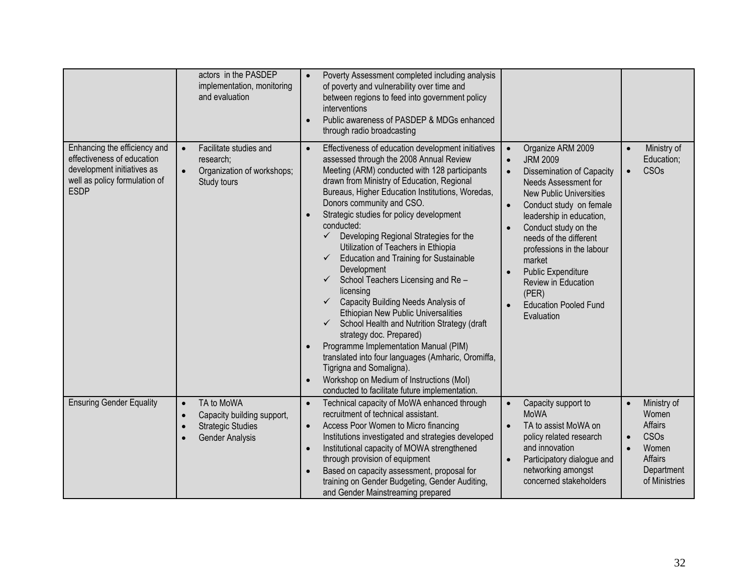| | | | | |
|---|---|---|---|---|
| | actors in the PASDEP implementation, monitoring and evaluation | • Poverty Assessment completed including analysis of poverty and vulnerability over time and between regions to feed into government policy interventions<br>• Public awareness of PASDEP & MDGs enhanced through radio broadcasting | | |
| Enhancing the efficiency and effectiveness of education development initiatives as well as policy formulation of ESDP | • Facilitate studies and research;<br>• Organization of workshops; Study tours | • Effectiveness of education development initiatives assessed through the 2008 Annual Review Meeting (ARM) conducted with 128 participants drawn from Ministry of Education, Regional Bureaus, Higher Education Institutions, Woredas, Donors community and CSO.<br>• Strategic studies for policy development conducted:<br>✓ Developing Regional Strategies for the Utilization of Teachers in Ethiopia<br>✓ Education and Training for Sustainable Development<br>✓ School Teachers Licensing and Re – licensing<br>✓ Capacity Building Needs Analysis of Ethiopian New Public Universalities<br>✓ School Health and Nutrition Strategy (draft strategy doc. Prepared)<br>• Programme Implementation Manual (PIM) translated into four languages (Amharic, Oromiffa, Tigrigna and Somaligna).<br>• Workshop on Medium of Instructions (MoI) conducted to facilitate future implementation. | • Organize ARM 2009<br>• JRM 2009<br>• Dissemination of Capacity Needs Assessment for New Public Universities<br>• Conduct study on female leadership in education,<br>• Conduct study on the needs of the different professions in the labour market<br>• Public Expenditure Review in Education (PER)<br>• Education Pooled Fund Evaluation | • Ministry of Education;<br>• CSOs |
| Ensuring Gender Equality | • TA to MoWA<br>• Capacity building support,<br>• Strategic Studies<br>• Gender Analysis | • Technical capacity of MoWA enhanced through recruitment of technical assistant.<br>• Access Poor Women to Micro financing Institutions investigated and strategies developed<br>• Institutional capacity of MOWA strengthened through provision of equipment<br>• Based on capacity assessment, proposal for training on Gender Budgeting, Gender Auditing, and Gender Mainstreaming prepared | • Capacity support to MoWA<br>• TA to assist MoWA on policy related research and innovation<br>• Participatory dialogue and networking amongst concerned stakeholders | • Ministry of Women Affairs<br>• CSOs<br>• Women Affairs Department of Ministries |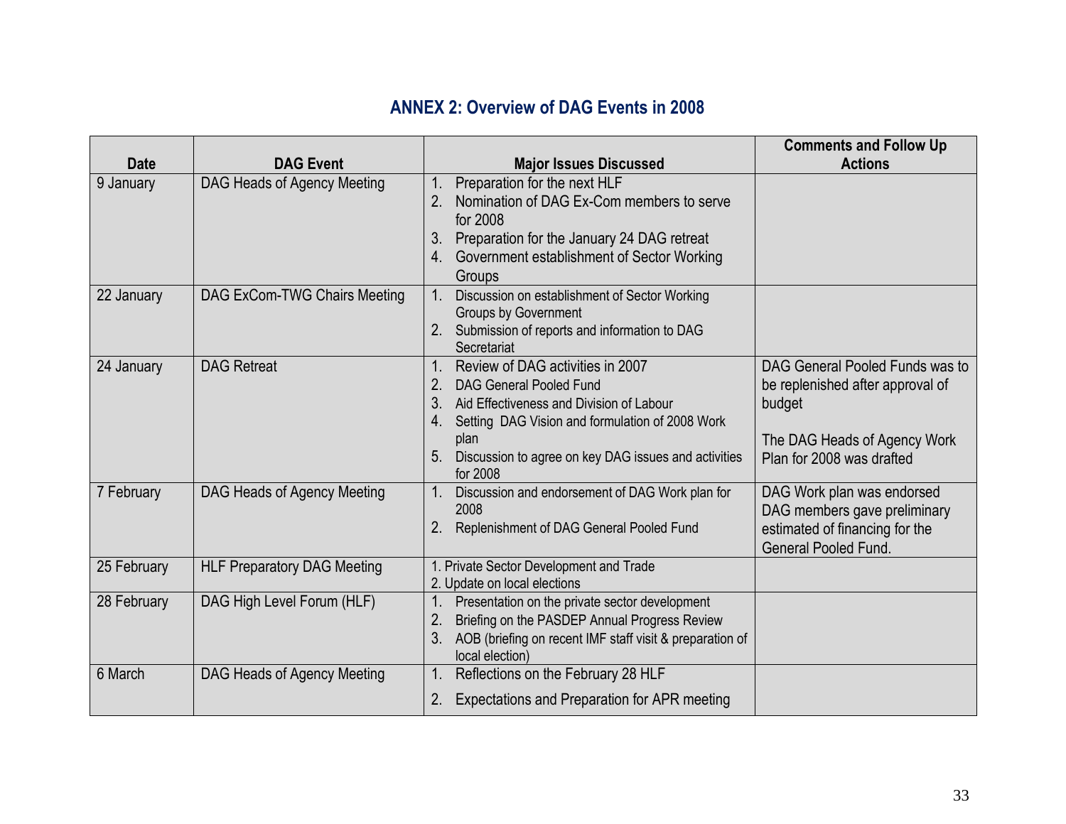## ANNEX 2: Overview of DAG Events in 2008

| Date | DAG Event | Major Issues Discussed | Comments and Follow Up Actions |
|---|---|---|---|
| 9 January | DAG Heads of Agency Meeting | 1. Preparation for the next HLF<br>2. Nomination of DAG Ex-Com members to serve for 2008<br>3. Preparation for the January 24 DAG retreat<br>4. Government establishment of Sector Working Groups | |
| 22 January | DAG ExCom-TWG Chairs Meeting | 1. Discussion on establishment of Sector Working Groups by Government<br>2. Submission of reports and information to DAG Secretariat | |
| 24 January | DAG Retreat | 1. Review of DAG activities in 2007<br>2. DAG General Pooled Fund<br>3. Aid Effectiveness and Division of Labour<br>4. Setting DAG Vision and formulation of 2008 Work plan<br>5. Discussion to agree on key DAG issues and activities for 2008 | DAG General Pooled Funds was to be replenished after approval of budget<br><br>The DAG Heads of Agency Work Plan for 2008 was drafted |
| 7 February | DAG Heads of Agency Meeting | 1. Discussion and endorsement of DAG Work plan for 2008<br>2. Replenishment of DAG General Pooled Fund | DAG Work plan was endorsed DAG members gave preliminary estimated of financing for the General Pooled Fund. |
| 25 February | HLF Preparatory DAG Meeting | 1. Private Sector Development and Trade<br>2. Update on local elections | |
| 28 February | DAG High Level Forum (HLF) | 1. Presentation on the private sector development<br>2. Briefing on the PASDEP Annual Progress Review<br>3. AOB (briefing on recent IMF staff visit & preparation of local election) | |
| 6 March | DAG Heads of Agency Meeting | 1. Reflections on the February 28 HLF<br>2. Expectations and Preparation for APR meeting | |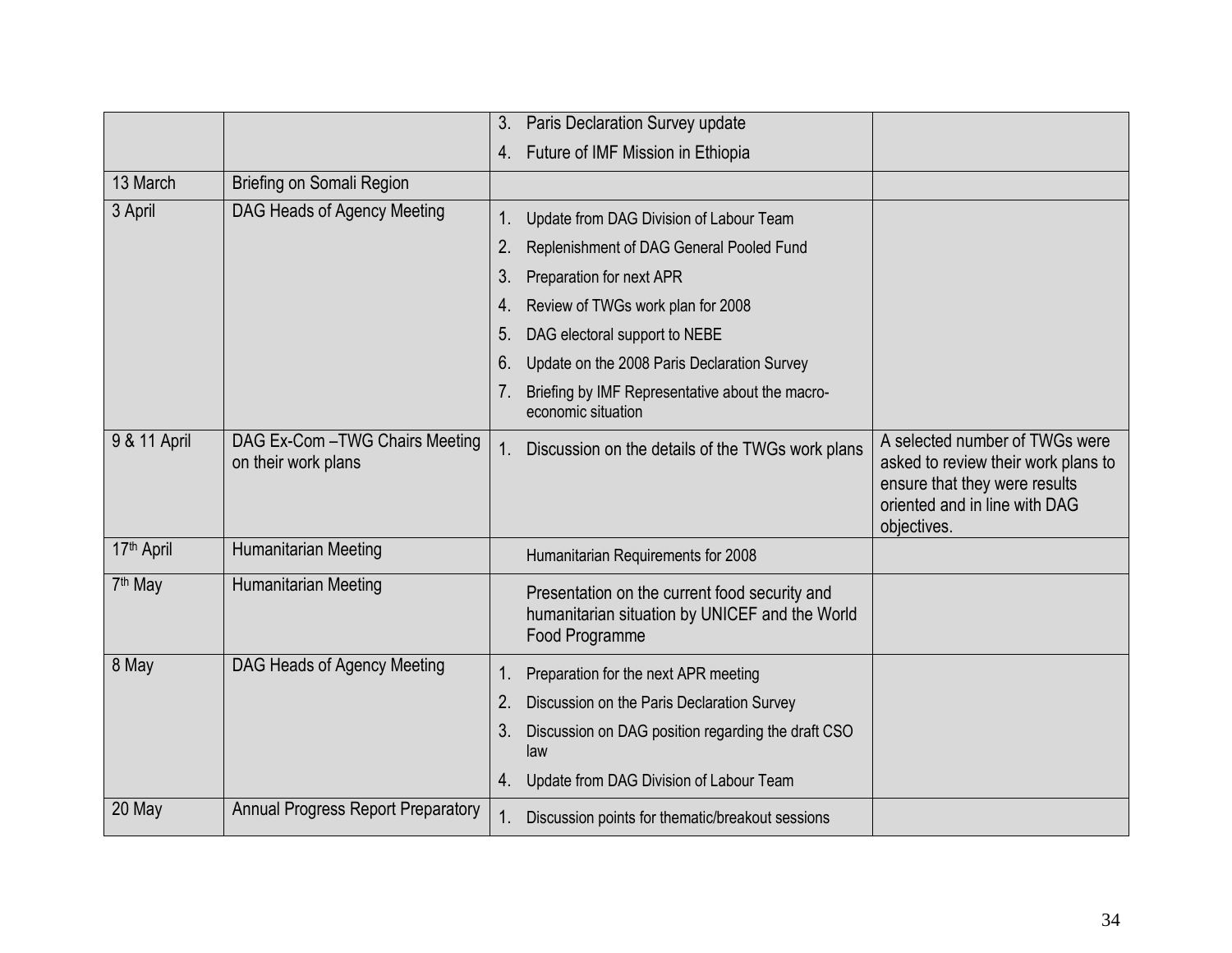| | | | |
|---|---|---|---|
| | | 3. Paris Declaration Survey update<br>4. Future of IMF Mission in Ethiopia | |
| 13 March | Briefing on Somali Region | | |
| 3 April | DAG Heads of Agency Meeting | 1. Update from DAG Division of Labour Team<br>2. Replenishment of DAG General Pooled Fund<br>3. Preparation for next APR<br>4. Review of TWGs work plan for 2008<br>5. DAG electoral support to NEBE<br>6. Update on the 2008 Paris Declaration Survey<br>7. Briefing by IMF Representative about the macro-economic situation | |
| 9 & 11 April | DAG Ex-Com –TWG Chairs Meeting on their work plans | 1. Discussion on the details of the TWGs work plans | A selected number of TWGs were asked to review their work plans to ensure that they were results oriented and in line with DAG objectives. |
| 17th April | Humanitarian Meeting | Humanitarian Requirements for 2008 | |
| 7th May | Humanitarian Meeting | Presentation on the current food security and humanitarian situation by UNICEF and the World Food Programme | |
| 8 May | DAG Heads of Agency Meeting | 1. Preparation for the next APR meeting<br>2. Discussion on the Paris Declaration Survey<br>3. Discussion on DAG position regarding the draft CSO law<br>4. Update from DAG Division of Labour Team | |
| 20 May | Annual Progress Report Preparatory | 1. Discussion points for thematic/breakout sessions | |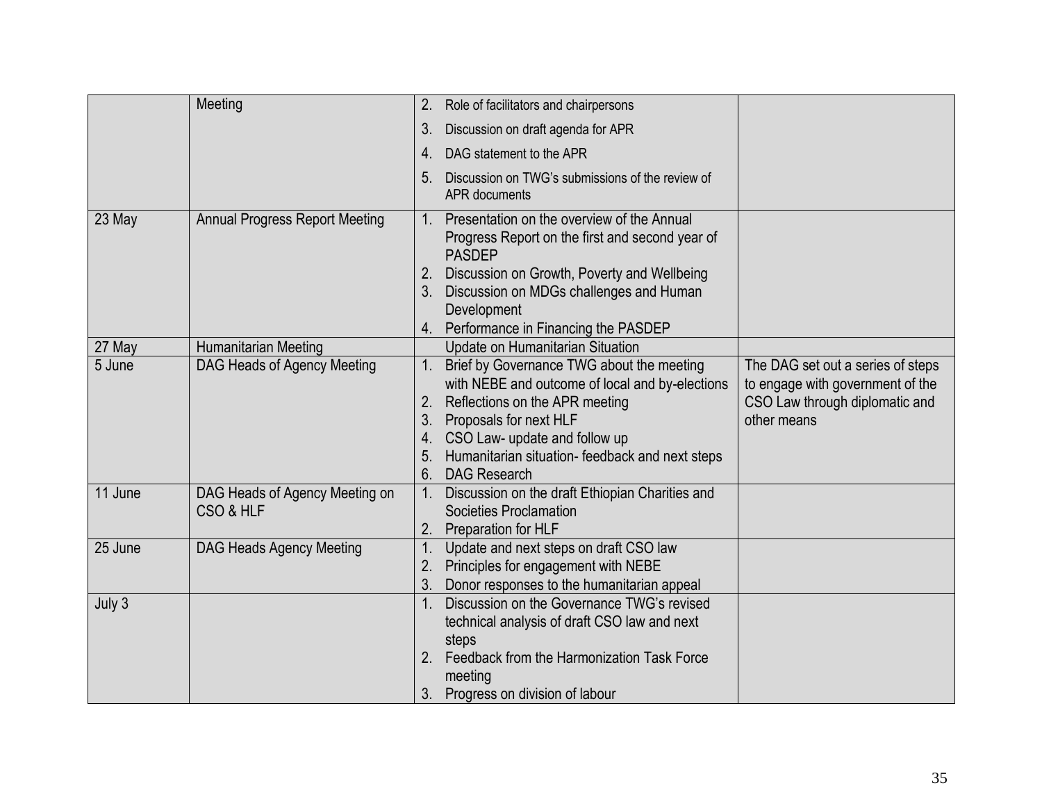| | | | |
|---|---|---|---|
| | Meeting | 2. Role of facilitators and chairpersons<br>3. Discussion on draft agenda for APR<br>4. DAG statement to the APR<br>5. Discussion on TWG's submissions of the review of APR documents | |
| 23 May | Annual Progress Report Meeting | 1. Presentation on the overview of the Annual Progress Report on the first and second year of PASDEP<br>2. Discussion on Growth, Poverty and Wellbeing<br>3. Discussion on MDGs challenges and Human Development<br>4. Performance in Financing the PASDEP | |
| 27 May | Humanitarian Meeting | Update on Humanitarian Situation | |
| 5 June | DAG Heads of Agency Meeting | 1. Brief by Governance TWG about the meeting with NEBE and outcome of local and by-elections<br>2. Reflections on the APR meeting<br>3. Proposals for next HLF<br>4. CSO Law- update and follow up<br>5. Humanitarian situation- feedback and next steps<br>6. DAG Research | The DAG set out a series of steps to engage with government of the CSO Law through diplomatic and other means |
| 11 June | DAG Heads of Agency Meeting on CSO & HLF | 1. Discussion on the draft Ethiopian Charities and Societies Proclamation<br>2. Preparation for HLF | |
| 25 June | DAG Heads Agency Meeting | 1. Update and next steps on draft CSO law<br>2. Principles for engagement with NEBE<br>3. Donor responses to the humanitarian appeal | |
| July 3 | | 1. Discussion on the Governance TWG's revised technical analysis of draft CSO law and next steps<br>2. Feedback from the Harmonization Task Force meeting<br>3. Progress on division of labour | |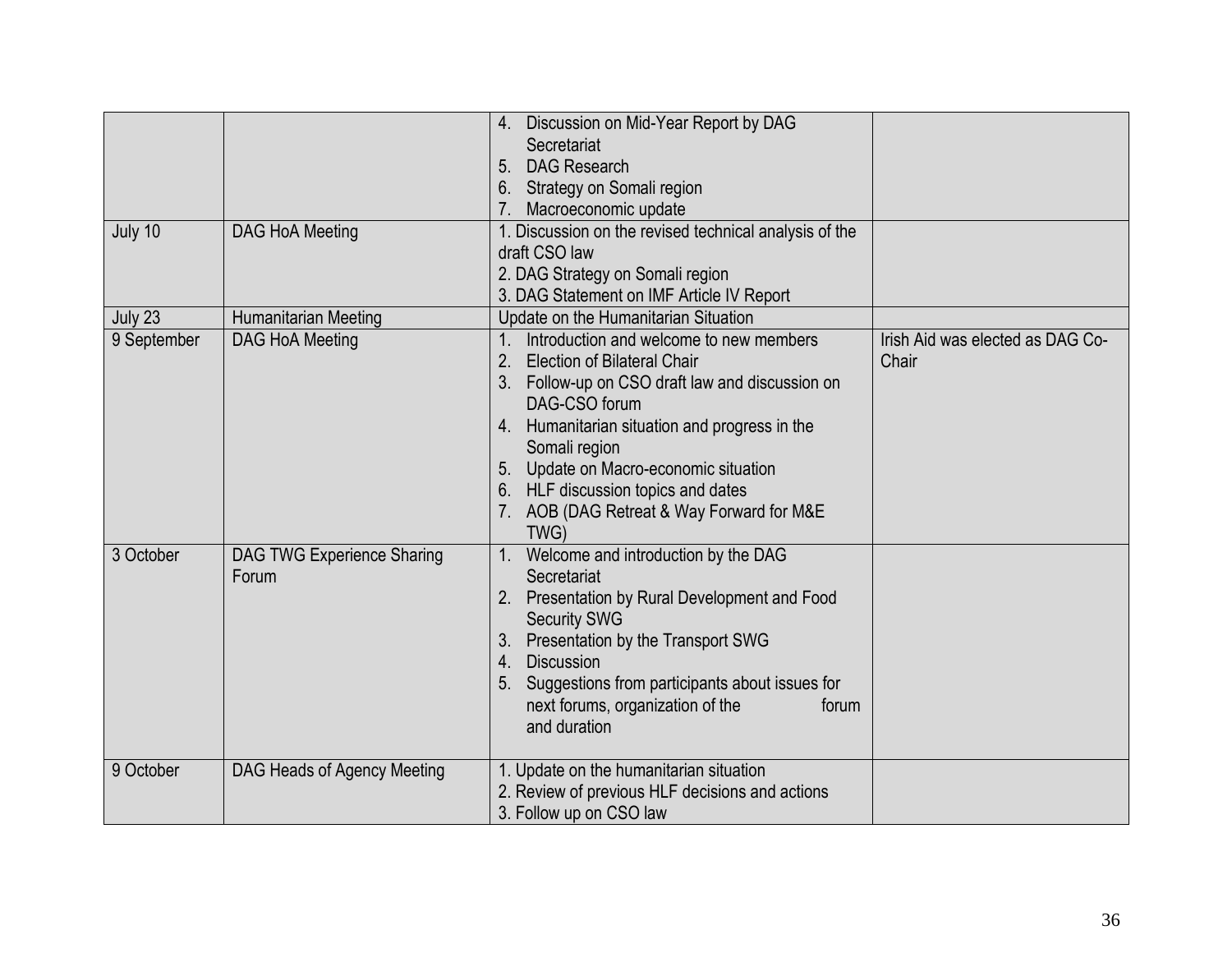| | | | |
|---|---|---|---|
| | | 4. Discussion on Mid-Year Report by DAG Secretariat<br>5. DAG Research<br>6. Strategy on Somali region<br>7. Macroeconomic update | |
| July 10 | DAG HoA Meeting | 1. Discussion on the revised technical analysis of the draft CSO law<br>2. DAG Strategy on Somali region<br>3. DAG Statement on IMF Article IV Report | |
| July 23 | Humanitarian Meeting | Update on the Humanitarian Situation | |
| 9 September | DAG HoA Meeting | 1. Introduction and welcome to new members<br>2. Election of Bilateral Chair<br>3. Follow-up on CSO draft law and discussion on DAG-CSO forum<br>4. Humanitarian situation and progress in the Somali region<br>5. Update on Macro-economic situation<br>6. HLF discussion topics and dates<br>7. AOB (DAG Retreat & Way Forward for M&E TWG) | Irish Aid was elected as DAG Co-Chair |
| 3 October | DAG TWG Experience Sharing Forum | 1. Welcome and introduction by the DAG Secretariat<br>2. Presentation by Rural Development and Food Security SWG<br>3. Presentation by the Transport SWG<br>4. Discussion<br>5. Suggestions from participants about issues for next forums, organization of the forum and duration | |
| 9 October | DAG Heads of Agency Meeting | 1. Update on the humanitarian situation<br>2. Review of previous HLF decisions and actions<br>3. Follow up on CSO law | |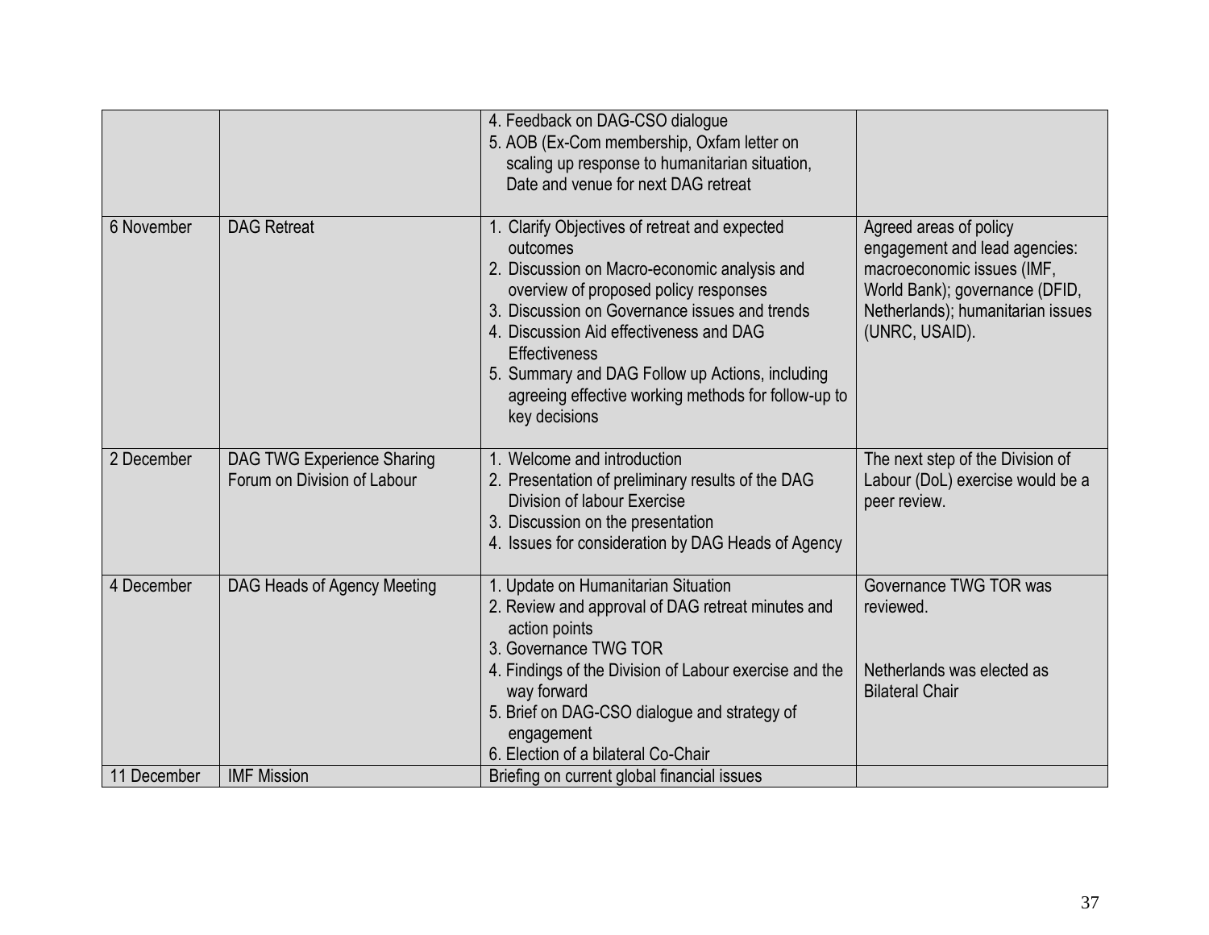| | | | |
|---|---|---|---|
| | | 4. Feedback on DAG-CSO dialogue<br>5. AOB (Ex-Com membership, Oxfam letter on scaling up response to humanitarian situation, Date and venue for next DAG retreat | |
| 6 November | DAG Retreat | 1. Clarify Objectives of retreat and expected outcomes<br>2. Discussion on Macro-economic analysis and overview of proposed policy responses<br>3. Discussion on Governance issues and trends<br>4. Discussion Aid effectiveness and DAG Effectiveness<br>5. Summary and DAG Follow up Actions, including agreeing effective working methods for follow-up to key decisions | Agreed areas of policy engagement and lead agencies: macroeconomic issues (IMF, World Bank); governance (DFID, Netherlands); humanitarian issues (UNRC, USAID). |
| 2 December | DAG TWG Experience Sharing Forum on Division of Labour | 1. Welcome and introduction<br>2. Presentation of preliminary results of the DAG Division of labour Exercise<br>3. Discussion on the presentation<br>4. Issues for consideration by DAG Heads of Agency | The next step of the Division of Labour (DoL) exercise would be a peer review. |
| 4 December | DAG Heads of Agency Meeting | 1. Update on Humanitarian Situation<br>2. Review and approval of DAG retreat minutes and action points<br>3. Governance TWG TOR<br>4. Findings of the Division of Labour exercise and the way forward<br>5. Brief on DAG-CSO dialogue and strategy of engagement<br>6. Election of a bilateral Co-Chair | Governance TWG TOR was reviewed.<br><br>Netherlands was elected as Bilateral Chair |
| 11 December | IMF Mission | Briefing on current global financial issues | |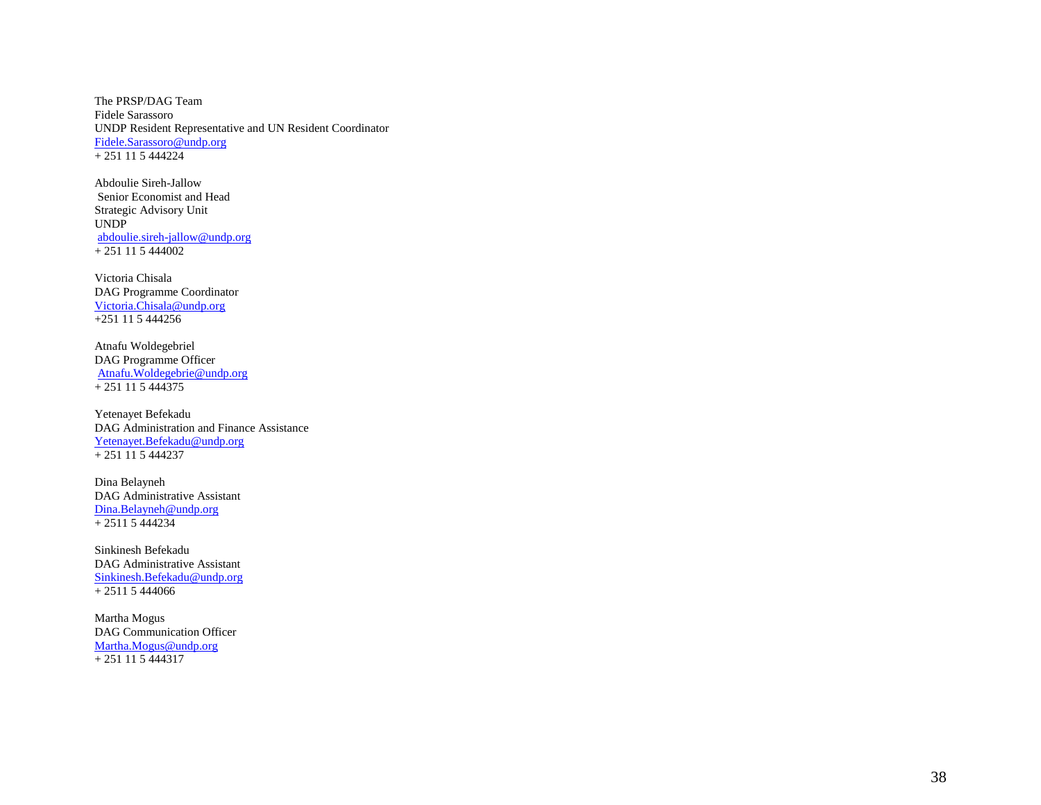The PRSP/DAG Team
Fidele Sarassoro
UNDP Resident Representative and UN Resident Coordinator
Fidele.Sarassoro@undp.org
+ 251 11 5 444224

Abdoulie Sireh-Jallow
Senior Economist and Head
Strategic Advisory Unit
UNDP
abdoulie.sireh-jallow@undp.org
+ 251 11 5 444002

Victoria Chisala
DAG Programme Coordinator
Victoria.Chisala@undp.org
+251 11 5 444256

Atnafu Woldegebriel
DAG Programme Officer
Atnafu.Woldegebrie@undp.org
+ 251 11 5 444375

Yetenayet Befekadu
DAG Administration and Finance Assistance
Yetenayet.Befekadu@undp.org
+ 251 11 5 444237

Dina Belayneh
DAG Administrative Assistant
Dina.Belayneh@undp.org
+ 2511 5 444234

Sinkinesh Befekadu
DAG Administrative Assistant
Sinkinesh.Befekadu@undp.org
+ 2511 5 444066

Martha Mogus
DAG Communication Officer
Martha.Mogus@undp.org
+ 251 11 5 444317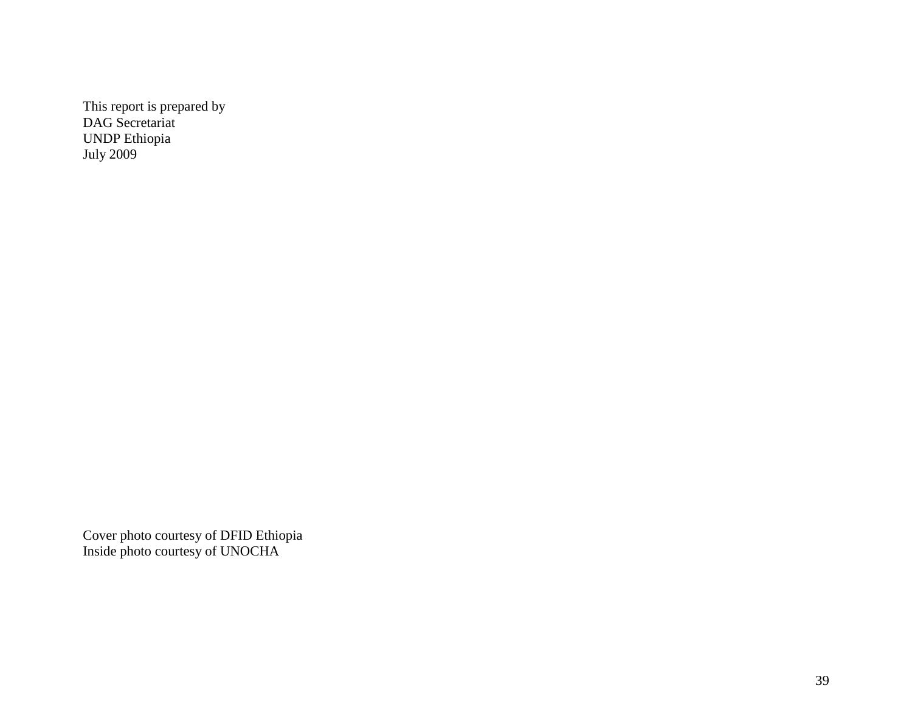This report is prepared by  
DAG Secretariat  
UNDP Ethiopia  
July 2009

Cover photo courtesy of DFID Ethiopia  
Inside photo courtesy of UNOCHA